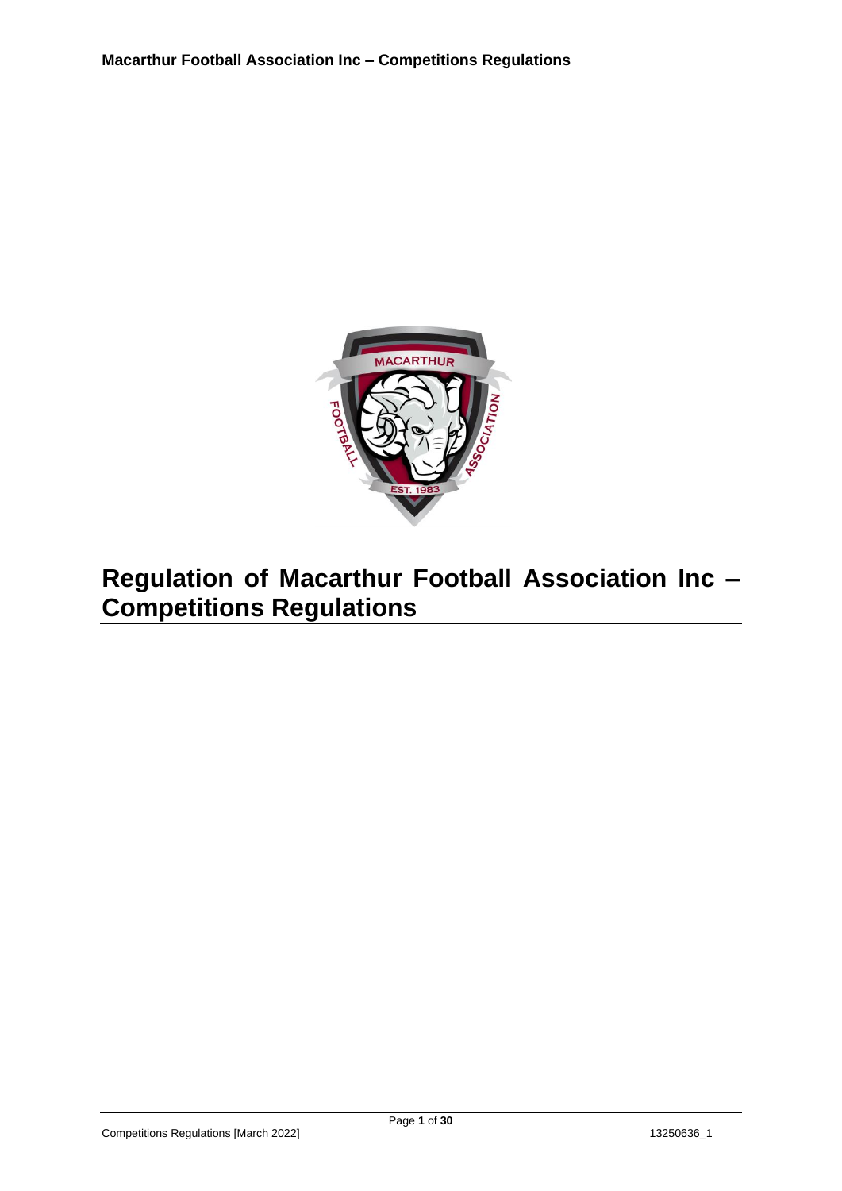# Regulation of Macarthur Football Association Inc – Competitions Regulations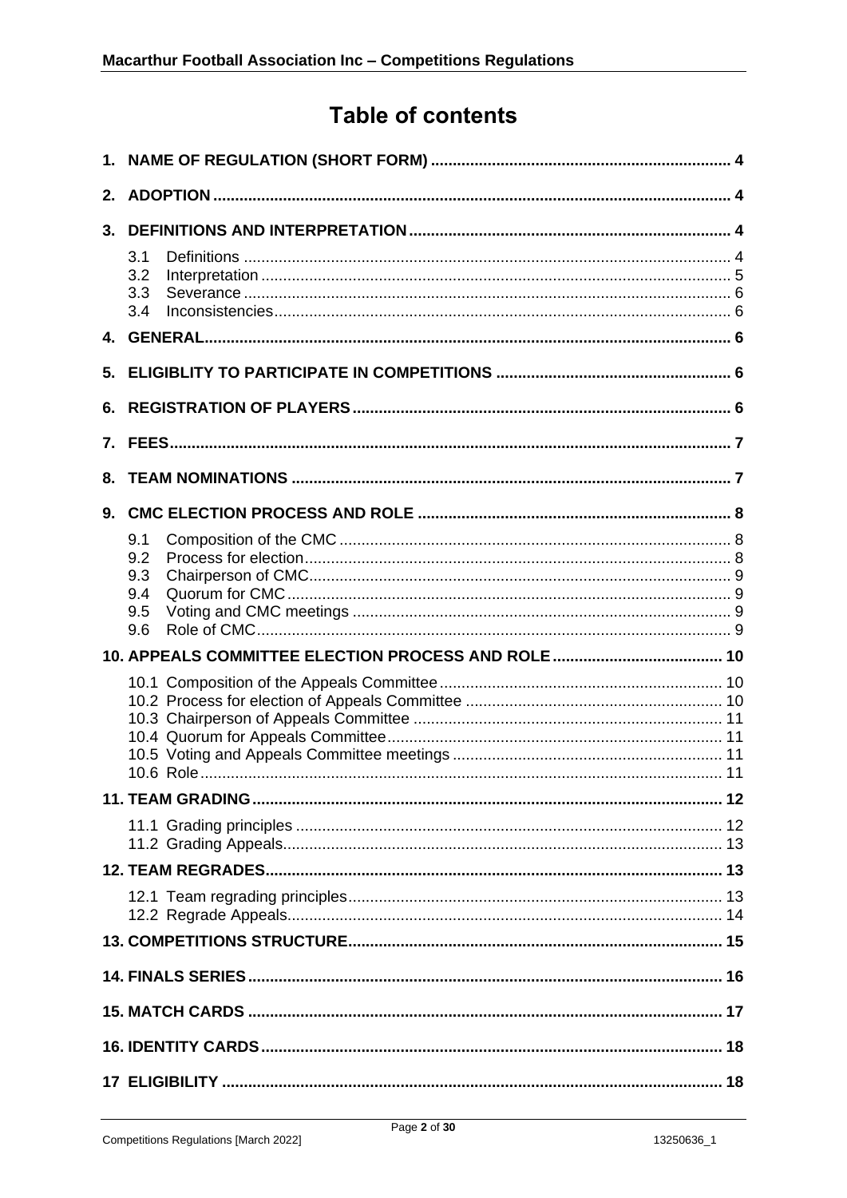# Table of contents

1. NAME OF REGULATION (SHORT FORM) .... 4
2. ADOPTION .... 4
3. DEFINITIONS AND INTERPRETATION .... 4
   - 3.1 Definitions .... 4
   - 3.2 Interpretation .... 5
   - 3.3 Severance .... 6
   - 3.4 Inconsistencies .... 6
4. GENERAL .... 6
5. ELIGIBLITY TO PARTICIPATE IN COMPETITIONS .... 6
6. REGISTRATION OF PLAYERS .... 6
7. FEES .... 7
8. TEAM NOMINATIONS .... 7
9. CMC ELECTION PROCESS AND ROLE .... 8
   - 9.1 Composition of the CMC .... 8
   - 9.2 Process for election .... 8
   - 9.3 Chairperson of CMC .... 9
   - 9.4 Quorum for CMC .... 9
   - 9.5 Voting and CMC meetings .... 9
   - 9.6 Role of CMC .... 9
10. APPEALS COMMITTEE ELECTION PROCESS AND ROLE .... 10
    - 10.1 Composition of the Appeals Committee .... 10
    - 10.2 Process for election of Appeals Committee .... 10
    - 10.3 Chairperson of Appeals Committee .... 11
    - 10.4 Quorum for Appeals Committee .... 11
    - 10.5 Voting and Appeals Committee meetings .... 11
    - 10.6 Role .... 11
11. TEAM GRADING .... 12
    - 11.1 Grading principles .... 12
    - 11.2 Grading Appeals .... 13
12. TEAM REGRADES .... 13
    - 12.1 Team regrading principles .... 13
    - 12.2 Regrade Appeals .... 14
13. COMPETITIONS STRUCTURE .... 15
14. FINALS SERIES .... 16
15. MATCH CARDS .... 17
16. IDENTITY CARDS .... 18
17. ELIGIBILITY .... 18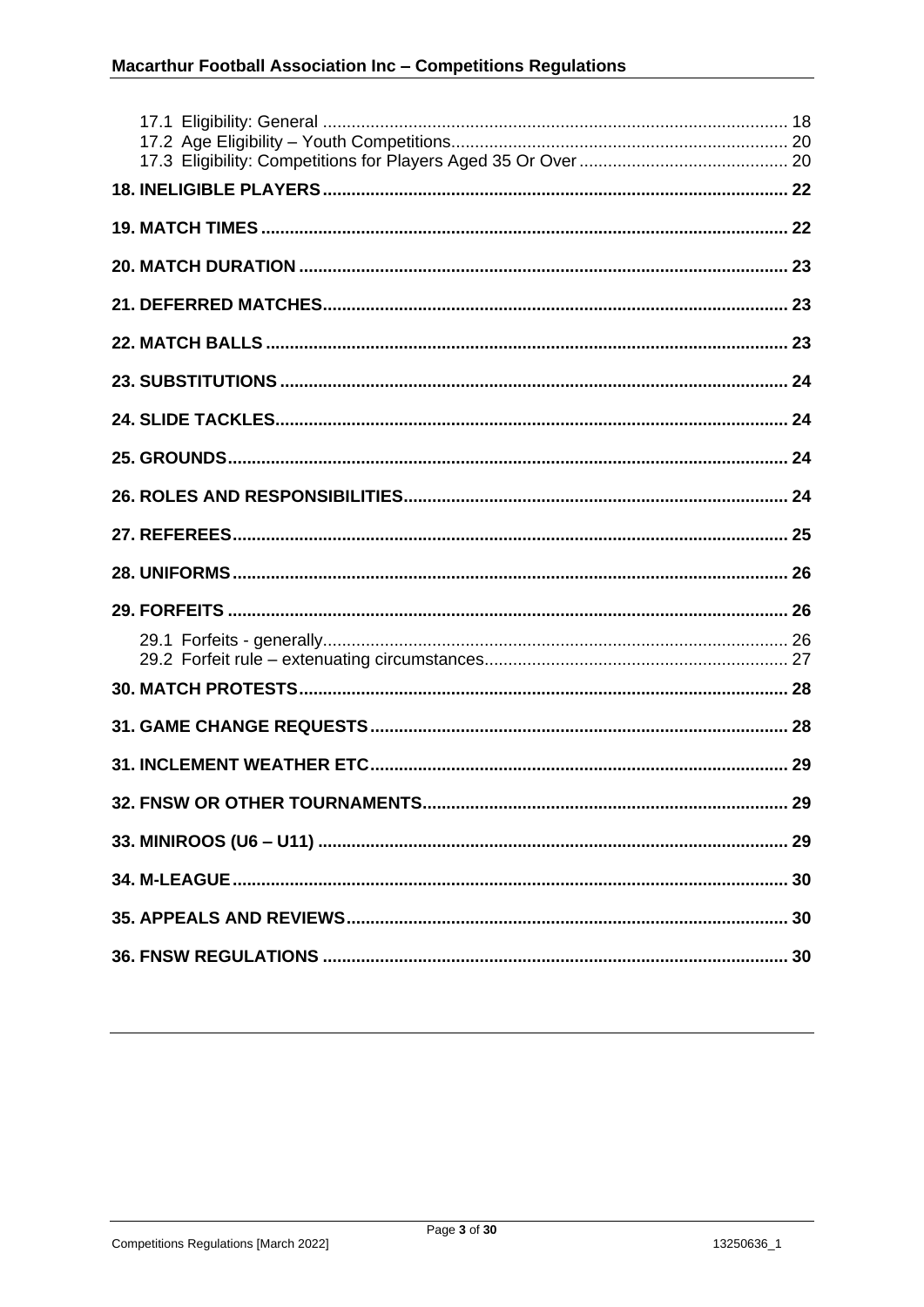17.1 Eligibility: General ........ 18
17.2 Age Eligibility – Youth Competitions ........ 20
17.3 Eligibility: Competitions for Players Aged 35 Or Over ........ 20

**18. INELIGIBLE PLAYERS** ........ 22

**19. MATCH TIMES** ........ 22

**20. MATCH DURATION** ........ 23

**21. DEFERRED MATCHES** ........ 23

**22. MATCH BALLS** ........ 23

**23. SUBSTITUTIONS** ........ 24

**24. SLIDE TACKLES** ........ 24

**25. GROUNDS** ........ 24

**26. ROLES AND RESPONSIBILITIES** ........ 24

**27. REFEREES** ........ 25

**28. UNIFORMS** ........ 26

**29. FORFEITS** ........ 26

29.1 Forfeits - generally ........ 26
29.2 Forfeit rule – extenuating circumstances ........ 27

**30. MATCH PROTESTS** ........ 28

**31. GAME CHANGE REQUESTS** ........ 28

**31. INCLEMENT WEATHER ETC** ........ 29

**32. FNSW OR OTHER TOURNAMENTS** ........ 29

**33. MINIROOS (U6 – U11)** ........ 29

**34. M-LEAGUE** ........ 30

**35. APPEALS AND REVIEWS** ........ 30

**36. FNSW REGULATIONS** ........ 30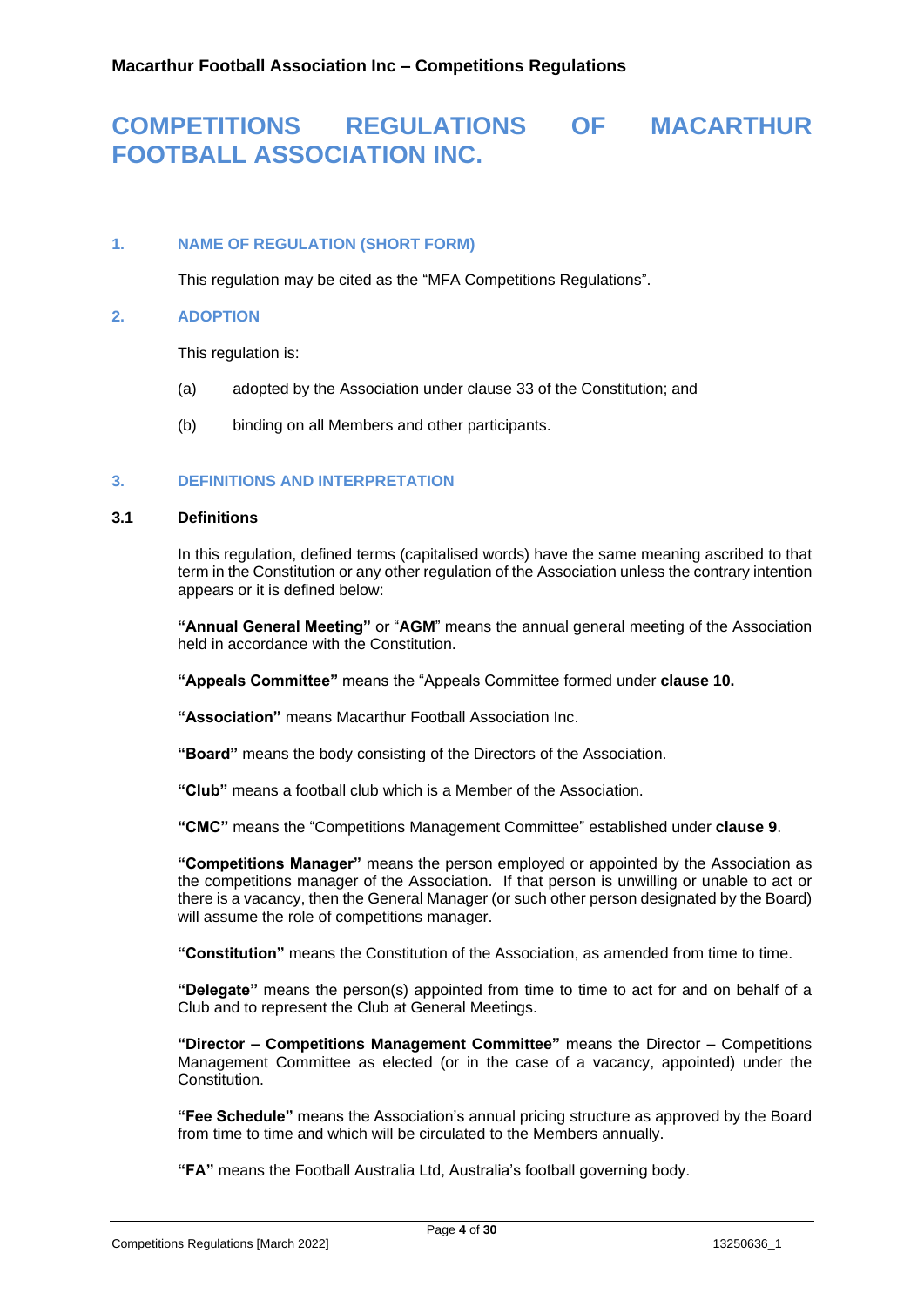# COMPETITIONS REGULATIONS OF MACARTHUR FOOTBALL ASSOCIATION INC.

## 1. NAME OF REGULATION (SHORT FORM)

This regulation may be cited as the "MFA Competitions Regulations".

## 2. ADOPTION

This regulation is:

(a) adopted by the Association under clause 33 of the Constitution; and

(b) binding on all Members and other participants.

## 3. DEFINITIONS AND INTERPRETATION

### 3.1 Definitions

In this regulation, defined terms (capitalised words) have the same meaning ascribed to that term in the Constitution or any other regulation of the Association unless the contrary intention appears or it is defined below:

**"Annual General Meeting"** or "**AGM**" means the annual general meeting of the Association held in accordance with the Constitution.

**"Appeals Committee"** means the "Appeals Committee formed under **clause 10.**

**"Association"** means Macarthur Football Association Inc.

**"Board"** means the body consisting of the Directors of the Association.

**"Club"** means a football club which is a Member of the Association.

**"CMC"** means the "Competitions Management Committee" established under **clause 9**.

**"Competitions Manager"** means the person employed or appointed by the Association as the competitions manager of the Association. If that person is unwilling or unable to act or there is a vacancy, then the General Manager (or such other person designated by the Board) will assume the role of competitions manager.

**"Constitution"** means the Constitution of the Association, as amended from time to time.

**"Delegate"** means the person(s) appointed from time to time to act for and on behalf of a Club and to represent the Club at General Meetings.

**"Director – Competitions Management Committee"** means the Director – Competitions Management Committee as elected (or in the case of a vacancy, appointed) under the Constitution.

**"Fee Schedule"** means the Association's annual pricing structure as approved by the Board from time to time and which will be circulated to the Members annually.

**"FA"** means the Football Australia Ltd, Australia's football governing body.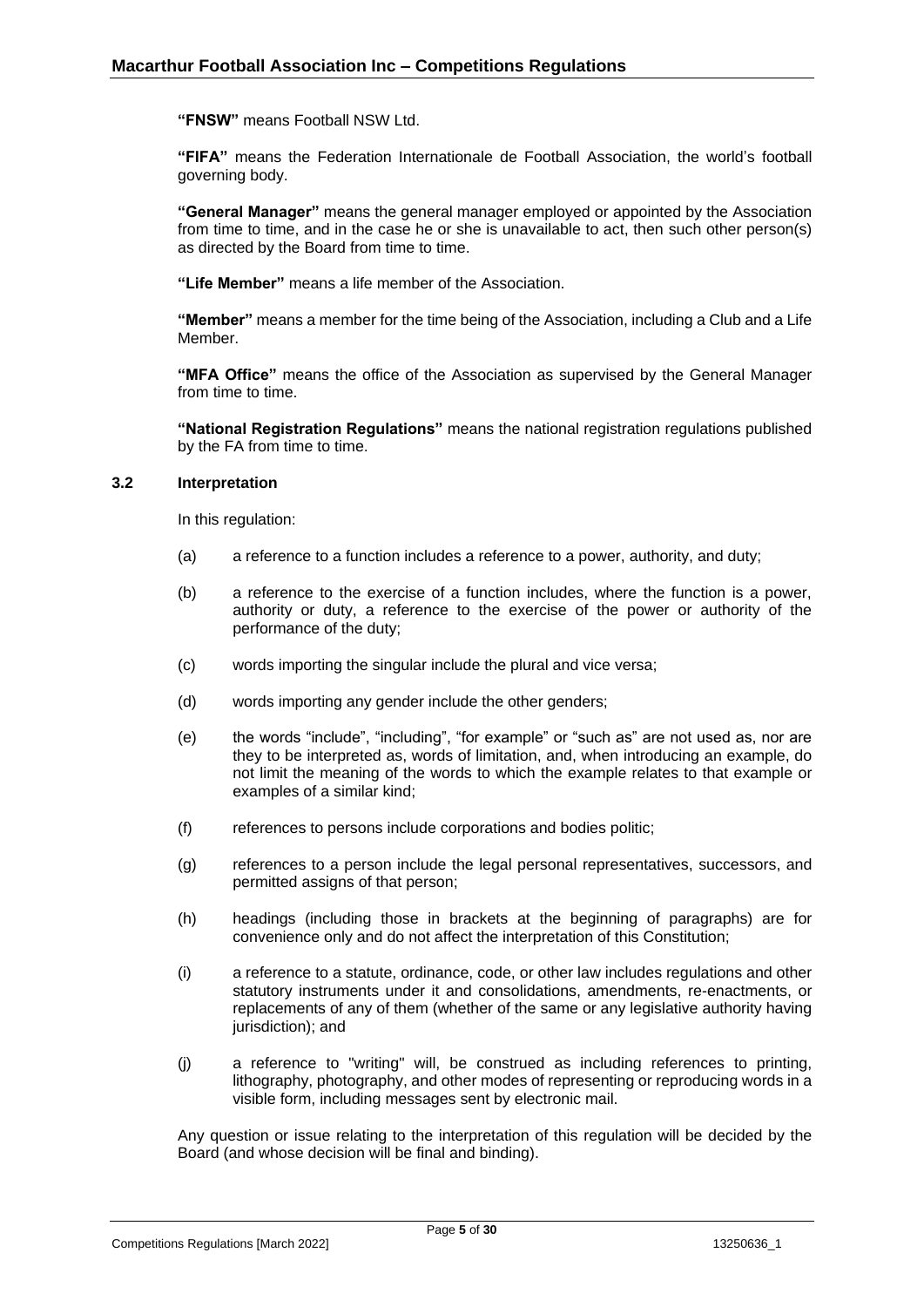**"FNSW"** means Football NSW Ltd.

**"FIFA"** means the Federation Internationale de Football Association, the world's football governing body.

**"General Manager"** means the general manager employed or appointed by the Association from time to time, and in the case he or she is unavailable to act, then such other person(s) as directed by the Board from time to time.

**"Life Member"** means a life member of the Association.

**"Member"** means a member for the time being of the Association, including a Club and a Life Member.

**"MFA Office"** means the office of the Association as supervised by the General Manager from time to time.

**"National Registration Regulations"** means the national registration regulations published by the FA from time to time.

### 3.2 Interpretation

In this regulation:

(a) a reference to a function includes a reference to a power, authority, and duty;

(b) a reference to the exercise of a function includes, where the function is a power, authority or duty, a reference to the exercise of the power or authority of the performance of the duty;

(c) words importing the singular include the plural and vice versa;

(d) words importing any gender include the other genders;

(e) the words "include", "including", "for example" or "such as" are not used as, nor are they to be interpreted as, words of limitation, and, when introducing an example, do not limit the meaning of the words to which the example relates to that example or examples of a similar kind;

(f) references to persons include corporations and bodies politic;

(g) references to a person include the legal personal representatives, successors, and permitted assigns of that person;

(h) headings (including those in brackets at the beginning of paragraphs) are for convenience only and do not affect the interpretation of this Constitution;

(i) a reference to a statute, ordinance, code, or other law includes regulations and other statutory instruments under it and consolidations, amendments, re-enactments, or replacements of any of them (whether of the same or any legislative authority having jurisdiction); and

(j) a reference to "writing" will, be construed as including references to printing, lithography, photography, and other modes of representing or reproducing words in a visible form, including messages sent by electronic mail.

Any question or issue relating to the interpretation of this regulation will be decided by the Board (and whose decision will be final and binding).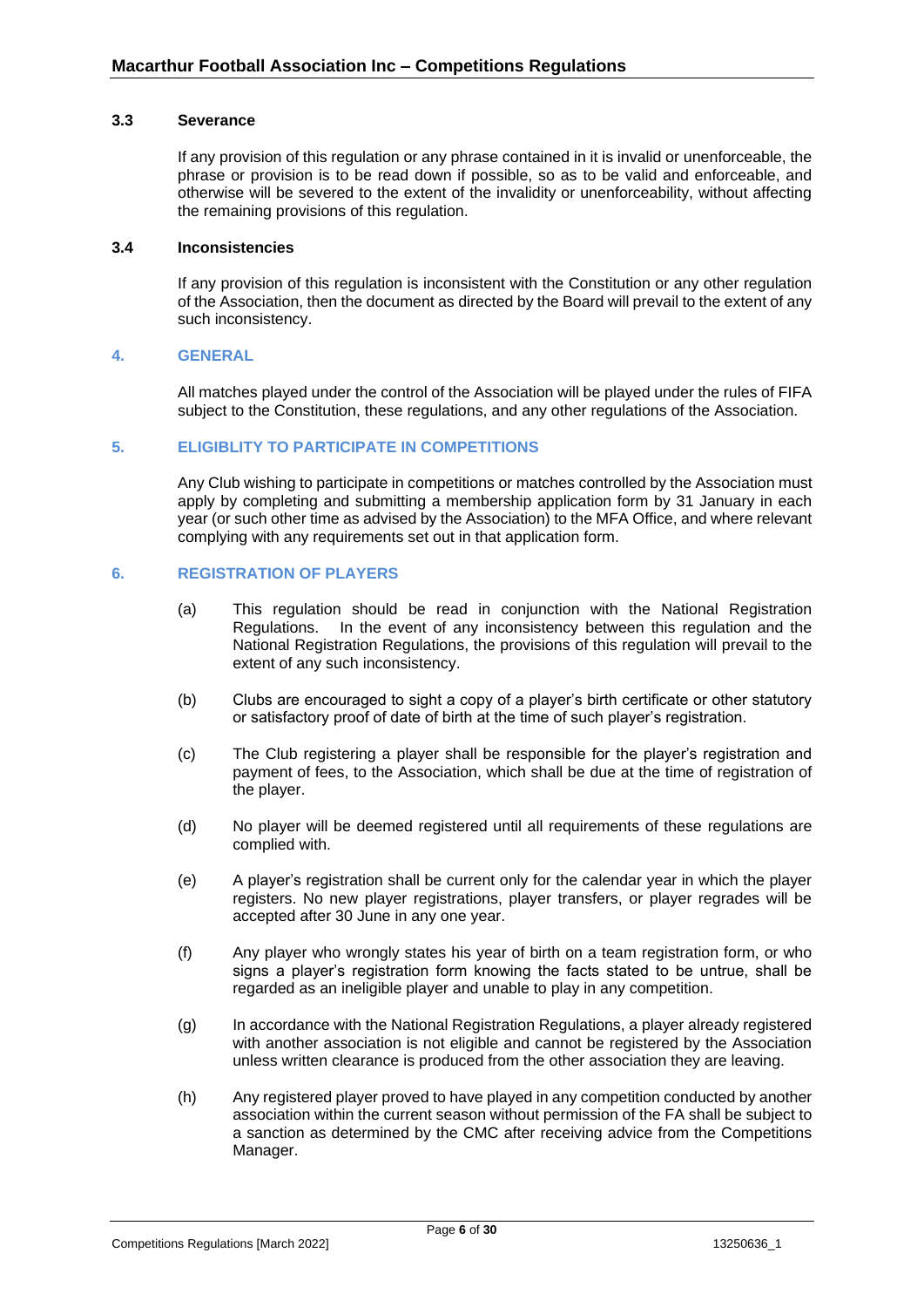### 3.3 Severance

If any provision of this regulation or any phrase contained in it is invalid or unenforceable, the phrase or provision is to be read down if possible, so as to be valid and enforceable, and otherwise will be severed to the extent of the invalidity or unenforceability, without affecting the remaining provisions of this regulation.

### 3.4 Inconsistencies

If any provision of this regulation is inconsistent with the Constitution or any other regulation of the Association, then the document as directed by the Board will prevail to the extent of any such inconsistency.

## 4. GENERAL

All matches played under the control of the Association will be played under the rules of FIFA subject to the Constitution, these regulations, and any other regulations of the Association.

## 5. ELIGIBLITY TO PARTICIPATE IN COMPETITIONS

Any Club wishing to participate in competitions or matches controlled by the Association must apply by completing and submitting a membership application form by 31 January in each year (or such other time as advised by the Association) to the MFA Office, and where relevant complying with any requirements set out in that application form.

## 6. REGISTRATION OF PLAYERS

(a) This regulation should be read in conjunction with the National Registration Regulations. In the event of any inconsistency between this regulation and the National Registration Regulations, the provisions of this regulation will prevail to the extent of any such inconsistency.

(b) Clubs are encouraged to sight a copy of a player's birth certificate or other statutory or satisfactory proof of date of birth at the time of such player's registration.

(c) The Club registering a player shall be responsible for the player's registration and payment of fees, to the Association, which shall be due at the time of registration of the player.

(d) No player will be deemed registered until all requirements of these regulations are complied with.

(e) A player's registration shall be current only for the calendar year in which the player registers. No new player registrations, player transfers, or player regrades will be accepted after 30 June in any one year.

(f) Any player who wrongly states his year of birth on a team registration form, or who signs a player's registration form knowing the facts stated to be untrue, shall be regarded as an ineligible player and unable to play in any competition.

(g) In accordance with the National Registration Regulations, a player already registered with another association is not eligible and cannot be registered by the Association unless written clearance is produced from the other association they are leaving.

(h) Any registered player proved to have played in any competition conducted by another association within the current season without permission of the FA shall be subject to a sanction as determined by the CMC after receiving advice from the Competitions Manager.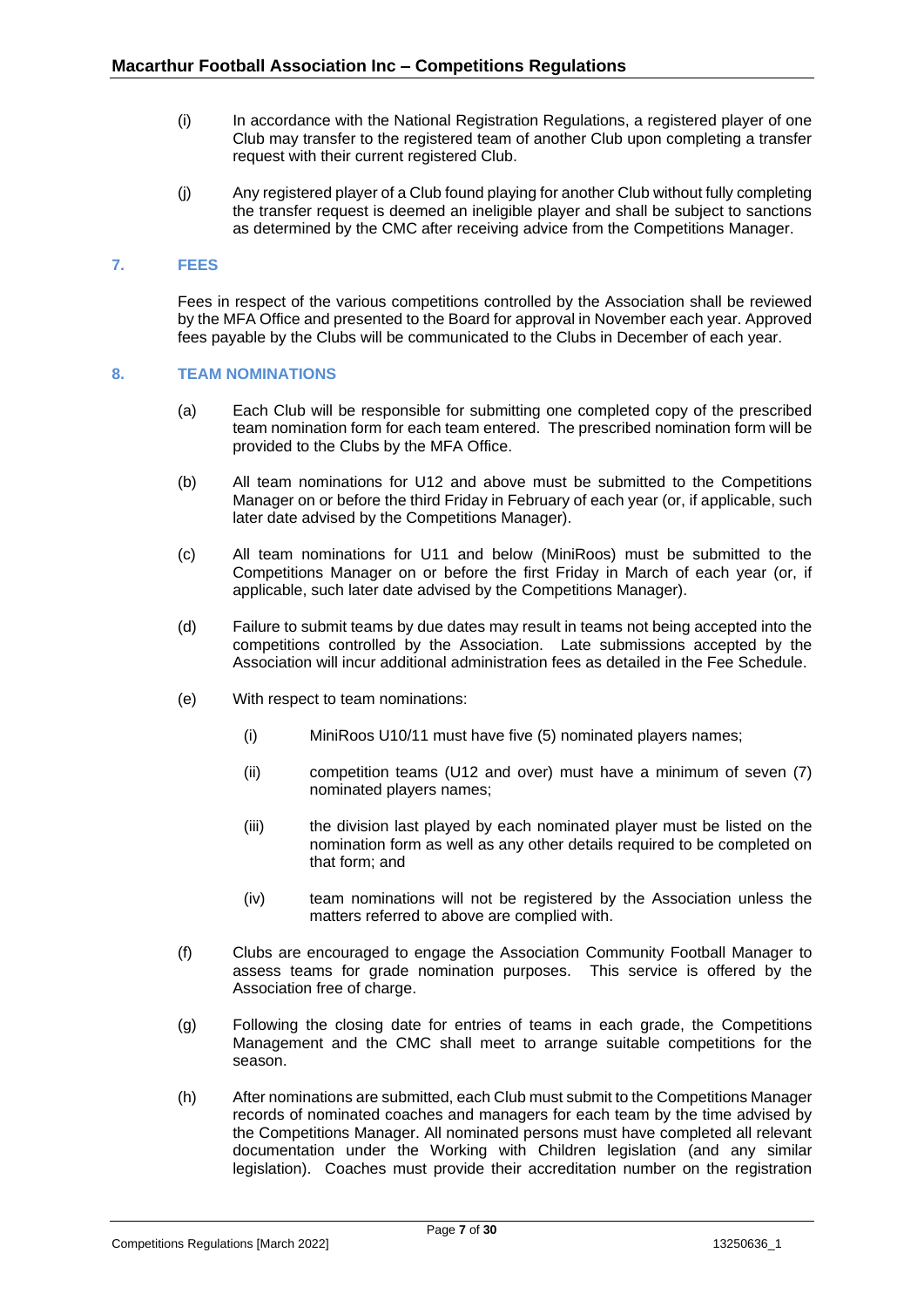(i) In accordance with the National Registration Regulations, a registered player of one Club may transfer to the registered team of another Club upon completing a transfer request with their current registered Club.

(j) Any registered player of a Club found playing for another Club without fully completing the transfer request is deemed an ineligible player and shall be subject to sanctions as determined by the CMC after receiving advice from the Competitions Manager.

## 7. FEES

Fees in respect of the various competitions controlled by the Association shall be reviewed by the MFA Office and presented to the Board for approval in November each year. Approved fees payable by the Clubs will be communicated to the Clubs in December of each year.

## 8. TEAM NOMINATIONS

(a) Each Club will be responsible for submitting one completed copy of the prescribed team nomination form for each team entered. The prescribed nomination form will be provided to the Clubs by the MFA Office.

(b) All team nominations for U12 and above must be submitted to the Competitions Manager on or before the third Friday in February of each year (or, if applicable, such later date advised by the Competitions Manager).

(c) All team nominations for U11 and below (MiniRoos) must be submitted to the Competitions Manager on or before the first Friday in March of each year (or, if applicable, such later date advised by the Competitions Manager).

(d) Failure to submit teams by due dates may result in teams not being accepted into the competitions controlled by the Association. Late submissions accepted by the Association will incur additional administration fees as detailed in the Fee Schedule.

(e) With respect to team nominations:

  (i) MiniRoos U10/11 must have five (5) nominated players names;

  (ii) competition teams (U12 and over) must have a minimum of seven (7) nominated players names;

  (iii) the division last played by each nominated player must be listed on the nomination form as well as any other details required to be completed on that form; and

  (iv) team nominations will not be registered by the Association unless the matters referred to above are complied with.

(f) Clubs are encouraged to engage the Association Community Football Manager to assess teams for grade nomination purposes. This service is offered by the Association free of charge.

(g) Following the closing date for entries of teams in each grade, the Competitions Management and the CMC shall meet to arrange suitable competitions for the season.

(h) After nominations are submitted, each Club must submit to the Competitions Manager records of nominated coaches and managers for each team by the time advised by the Competitions Manager. All nominated persons must have completed all relevant documentation under the Working with Children legislation (and any similar legislation). Coaches must provide their accreditation number on the registration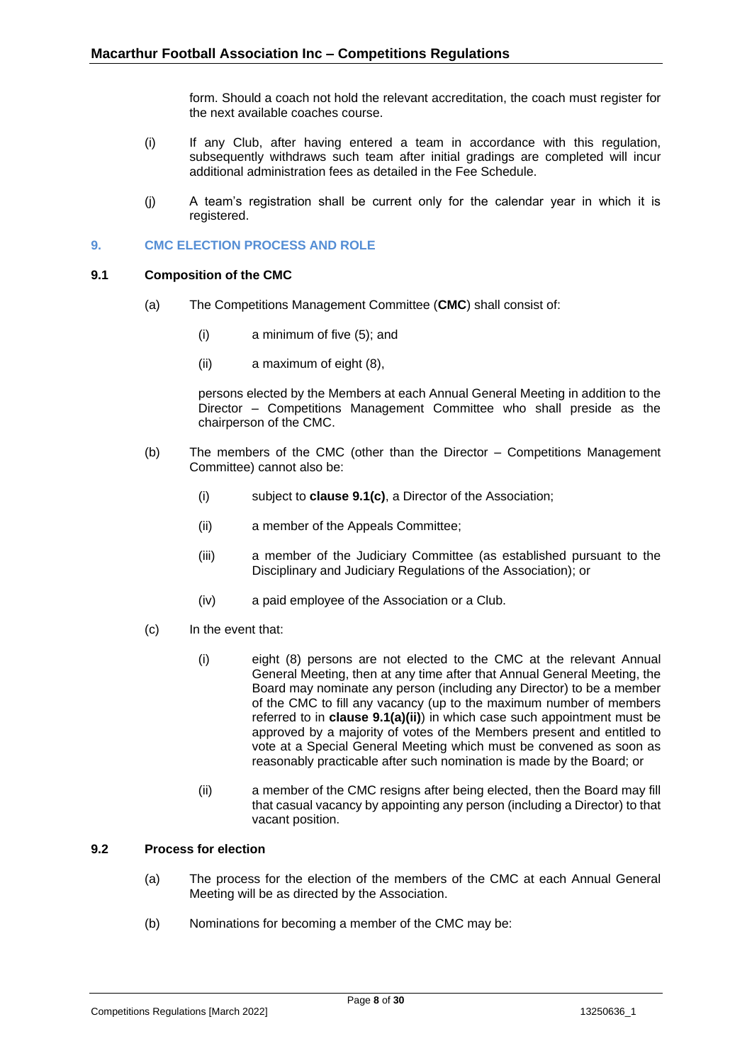form. Should a coach not hold the relevant accreditation, the coach must register for the next available coaches course.

(i) If any Club, after having entered a team in accordance with this regulation, subsequently withdraws such team after initial gradings are completed will incur additional administration fees as detailed in the Fee Schedule.

(j) A team's registration shall be current only for the calendar year in which it is registered.

## 9. CMC ELECTION PROCESS AND ROLE

### 9.1 Composition of the CMC

(a) The Competitions Management Committee (**CMC**) shall consist of:

 (i) a minimum of five (5); and

 (ii) a maximum of eight (8),

 persons elected by the Members at each Annual General Meeting in addition to the Director – Competitions Management Committee who shall preside as the chairperson of the CMC.

(b) The members of the CMC (other than the Director – Competitions Management Committee) cannot also be:

 (i) subject to **clause 9.1(c)**, a Director of the Association;

 (ii) a member of the Appeals Committee;

 (iii) a member of the Judiciary Committee (as established pursuant to the Disciplinary and Judiciary Regulations of the Association); or

 (iv) a paid employee of the Association or a Club.

(c) In the event that:

 (i) eight (8) persons are not elected to the CMC at the relevant Annual General Meeting, then at any time after that Annual General Meeting, the Board may nominate any person (including any Director) to be a member of the CMC to fill any vacancy (up to the maximum number of members referred to in **clause 9.1(a)(ii)**) in which case such appointment must be approved by a majority of votes of the Members present and entitled to vote at a Special General Meeting which must be convened as soon as reasonably practicable after such nomination is made by the Board; or

 (ii) a member of the CMC resigns after being elected, then the Board may fill that casual vacancy by appointing any person (including a Director) to that vacant position.

### 9.2 Process for election

(a) The process for the election of the members of the CMC at each Annual General Meeting will be as directed by the Association.

(b) Nominations for becoming a member of the CMC may be: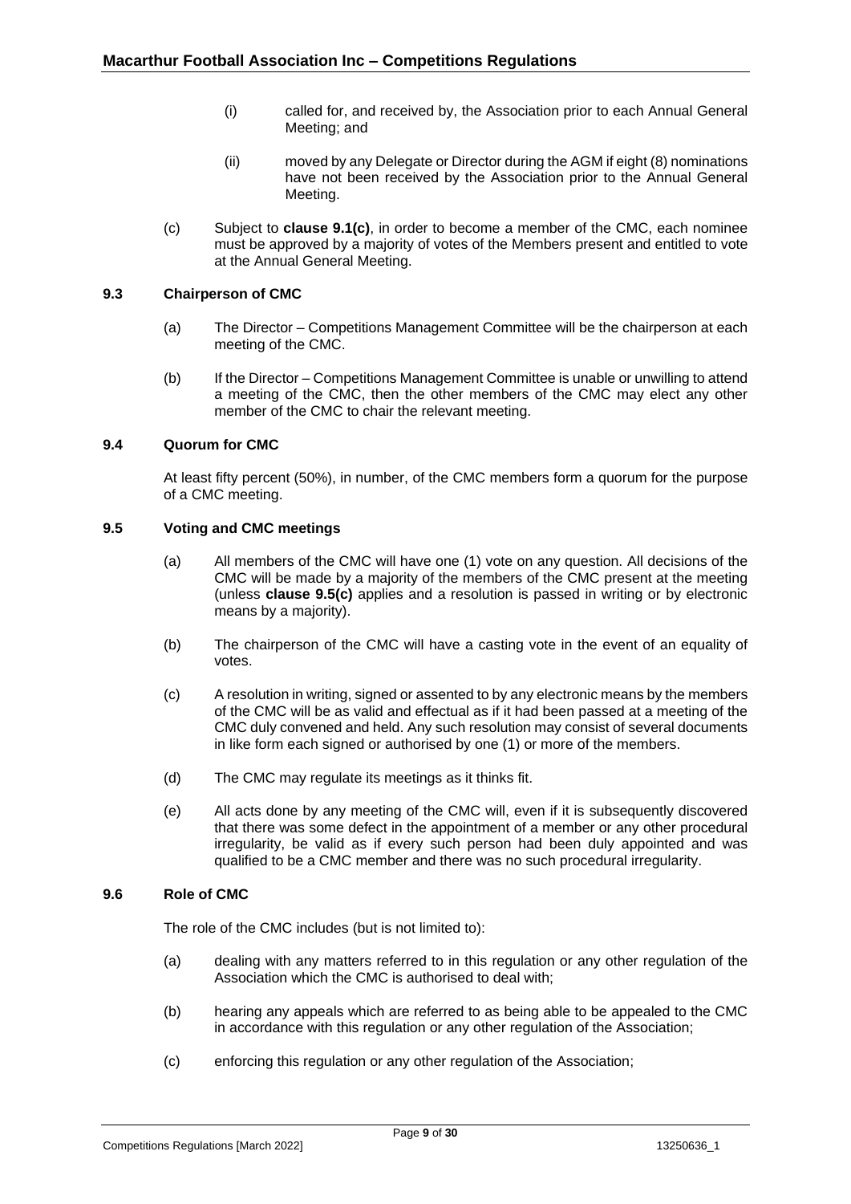(i) called for, and received by, the Association prior to each Annual General Meeting; and

(ii) moved by any Delegate or Director during the AGM if eight (8) nominations have not been received by the Association prior to the Annual General Meeting.

(c) Subject to **clause 9.1(c)**, in order to become a member of the CMC, each nominee must be approved by a majority of votes of the Members present and entitled to vote at the Annual General Meeting.

### 9.3 Chairperson of CMC

(a) The Director – Competitions Management Committee will be the chairperson at each meeting of the CMC.

(b) If the Director – Competitions Management Committee is unable or unwilling to attend a meeting of the CMC, then the other members of the CMC may elect any other member of the CMC to chair the relevant meeting.

### 9.4 Quorum for CMC

At least fifty percent (50%), in number, of the CMC members form a quorum for the purpose of a CMC meeting.

### 9.5 Voting and CMC meetings

(a) All members of the CMC will have one (1) vote on any question. All decisions of the CMC will be made by a majority of the members of the CMC present at the meeting (unless **clause 9.5(c)** applies and a resolution is passed in writing or by electronic means by a majority).

(b) The chairperson of the CMC will have a casting vote in the event of an equality of votes.

(c) A resolution in writing, signed or assented to by any electronic means by the members of the CMC will be as valid and effectual as if it had been passed at a meeting of the CMC duly convened and held. Any such resolution may consist of several documents in like form each signed or authorised by one (1) or more of the members.

(d) The CMC may regulate its meetings as it thinks fit.

(e) All acts done by any meeting of the CMC will, even if it is subsequently discovered that there was some defect in the appointment of a member or any other procedural irregularity, be valid as if every such person had been duly appointed and was qualified to be a CMC member and there was no such procedural irregularity.

### 9.6 Role of CMC

The role of the CMC includes (but is not limited to):

(a) dealing with any matters referred to in this regulation or any other regulation of the Association which the CMC is authorised to deal with;

(b) hearing any appeals which are referred to as being able to be appealed to the CMC in accordance with this regulation or any other regulation of the Association;

(c) enforcing this regulation or any other regulation of the Association;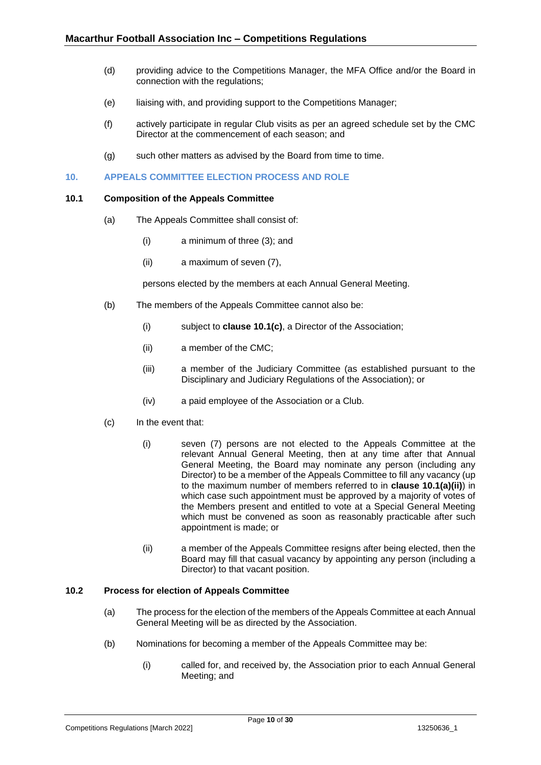(d) providing advice to the Competitions Manager, the MFA Office and/or the Board in connection with the regulations;

(e) liaising with, and providing support to the Competitions Manager;

(f) actively participate in regular Club visits as per an agreed schedule set by the CMC Director at the commencement of each season; and

(g) such other matters as advised by the Board from time to time.

## 10. APPEALS COMMITTEE ELECTION PROCESS AND ROLE

### 10.1 Composition of the Appeals Committee

(a) The Appeals Committee shall consist of:

(i) a minimum of three (3); and

(ii) a maximum of seven (7),

persons elected by the members at each Annual General Meeting.

(b) The members of the Appeals Committee cannot also be:

(i) subject to **clause 10.1(c)**, a Director of the Association;

(ii) a member of the CMC;

(iii) a member of the Judiciary Committee (as established pursuant to the Disciplinary and Judiciary Regulations of the Association); or

(iv) a paid employee of the Association or a Club.

(c) In the event that:

(i) seven (7) persons are not elected to the Appeals Committee at the relevant Annual General Meeting, then at any time after that Annual General Meeting, the Board may nominate any person (including any Director) to be a member of the Appeals Committee to fill any vacancy (up to the maximum number of members referred to in **clause 10.1(a)(ii)**) in which case such appointment must be approved by a majority of votes of the Members present and entitled to vote at a Special General Meeting which must be convened as soon as reasonably practicable after such appointment is made; or

(ii) a member of the Appeals Committee resigns after being elected, then the Board may fill that casual vacancy by appointing any person (including a Director) to that vacant position.

### 10.2 Process for election of Appeals Committee

(a) The process for the election of the members of the Appeals Committee at each Annual General Meeting will be as directed by the Association.

(b) Nominations for becoming a member of the Appeals Committee may be:

(i) called for, and received by, the Association prior to each Annual General Meeting; and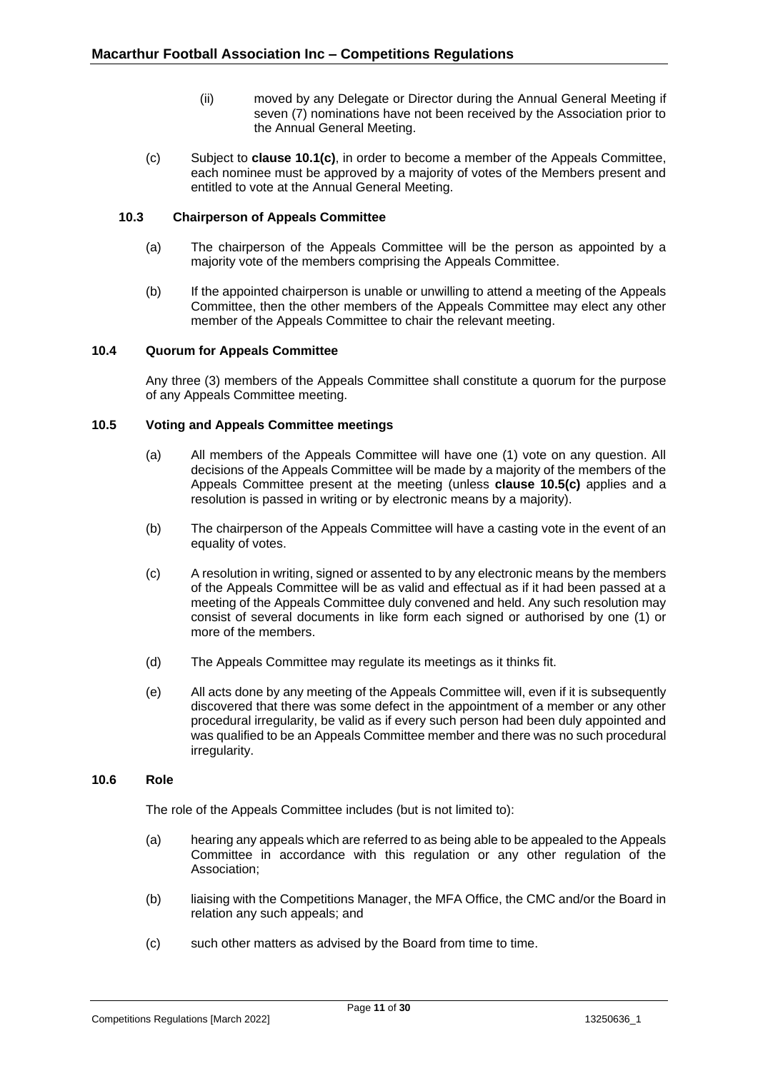(ii) moved by any Delegate or Director during the Annual General Meeting if seven (7) nominations have not been received by the Association prior to the Annual General Meeting.

(c) Subject to **clause 10.1(c)**, in order to become a member of the Appeals Committee, each nominee must be approved by a majority of votes of the Members present and entitled to vote at the Annual General Meeting.

### 10.3 Chairperson of Appeals Committee

(a) The chairperson of the Appeals Committee will be the person as appointed by a majority vote of the members comprising the Appeals Committee.

(b) If the appointed chairperson is unable or unwilling to attend a meeting of the Appeals Committee, then the other members of the Appeals Committee may elect any other member of the Appeals Committee to chair the relevant meeting.

### 10.4 Quorum for Appeals Committee

Any three (3) members of the Appeals Committee shall constitute a quorum for the purpose of any Appeals Committee meeting.

### 10.5 Voting and Appeals Committee meetings

(a) All members of the Appeals Committee will have one (1) vote on any question. All decisions of the Appeals Committee will be made by a majority of the members of the Appeals Committee present at the meeting (unless **clause 10.5(c)** applies and a resolution is passed in writing or by electronic means by a majority).

(b) The chairperson of the Appeals Committee will have a casting vote in the event of an equality of votes.

(c) A resolution in writing, signed or assented to by any electronic means by the members of the Appeals Committee will be as valid and effectual as if it had been passed at a meeting of the Appeals Committee duly convened and held. Any such resolution may consist of several documents in like form each signed or authorised by one (1) or more of the members.

(d) The Appeals Committee may regulate its meetings as it thinks fit.

(e) All acts done by any meeting of the Appeals Committee will, even if it is subsequently discovered that there was some defect in the appointment of a member or any other procedural irregularity, be valid as if every such person had been duly appointed and was qualified to be an Appeals Committee member and there was no such procedural irregularity.

### 10.6 Role

The role of the Appeals Committee includes (but is not limited to):

(a) hearing any appeals which are referred to as being able to be appealed to the Appeals Committee in accordance with this regulation or any other regulation of the Association;

(b) liaising with the Competitions Manager, the MFA Office, the CMC and/or the Board in relation any such appeals; and

(c) such other matters as advised by the Board from time to time.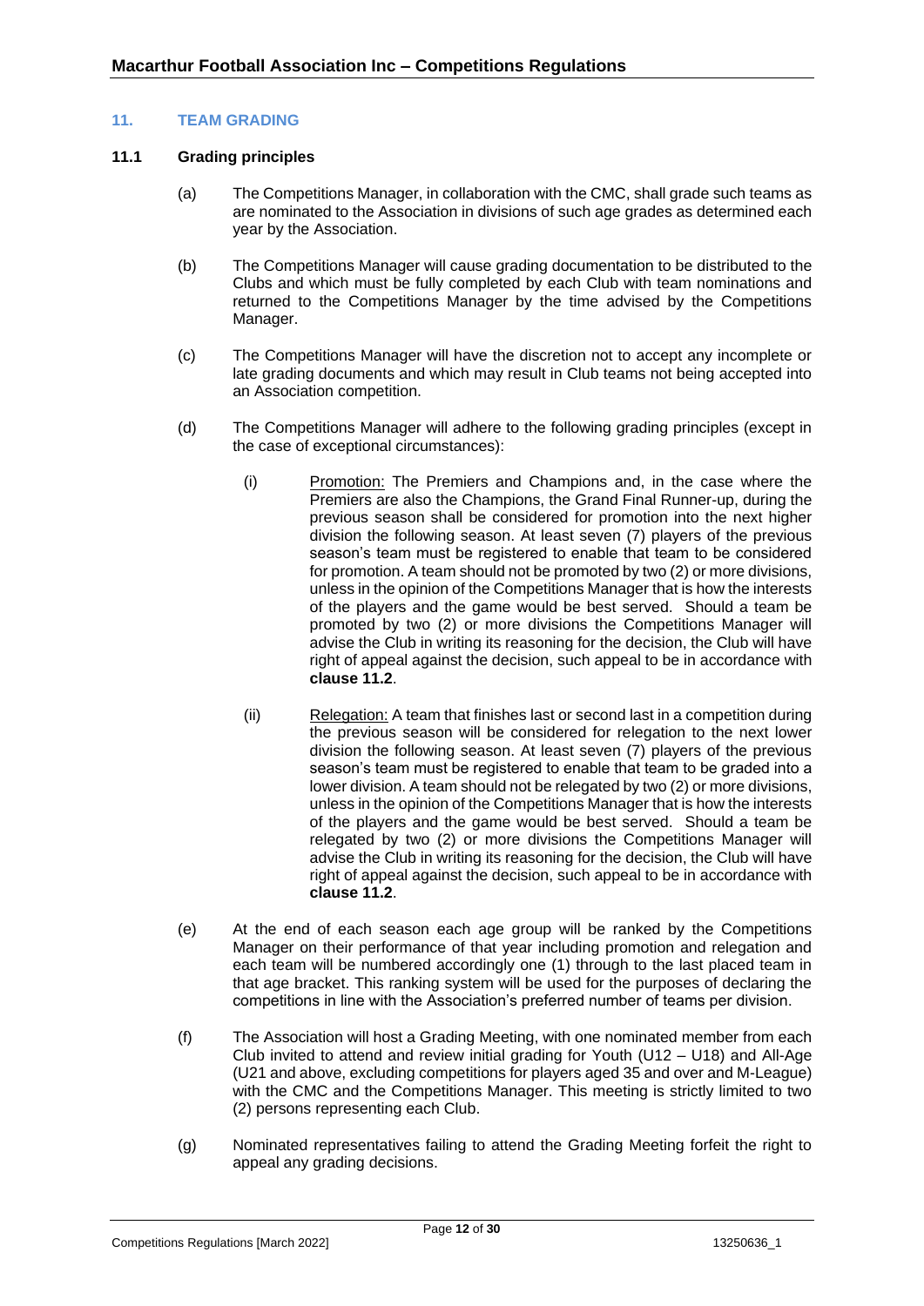## 11. TEAM GRADING

### 11.1 Grading principles

(a) The Competitions Manager, in collaboration with the CMC, shall grade such teams as are nominated to the Association in divisions of such age grades as determined each year by the Association.

(b) The Competitions Manager will cause grading documentation to be distributed to the Clubs and which must be fully completed by each Club with team nominations and returned to the Competitions Manager by the time advised by the Competitions Manager.

(c) The Competitions Manager will have the discretion not to accept any incomplete or late grading documents and which may result in Club teams not being accepted into an Association competition.

(d) The Competitions Manager will adhere to the following grading principles (except in the case of exceptional circumstances):

(i) Promotion: The Premiers and Champions and, in the case where the Premiers are also the Champions, the Grand Final Runner-up, during the previous season shall be considered for promotion into the next higher division the following season. At least seven (7) players of the previous season's team must be registered to enable that team to be considered for promotion. A team should not be promoted by two (2) or more divisions, unless in the opinion of the Competitions Manager that is how the interests of the players and the game would be best served. Should a team be promoted by two (2) or more divisions the Competitions Manager will advise the Club in writing its reasoning for the decision, the Club will have right of appeal against the decision, such appeal to be in accordance with **clause 11.2**.

(ii) Relegation: A team that finishes last or second last in a competition during the previous season will be considered for relegation to the next lower division the following season. At least seven (7) players of the previous season's team must be registered to enable that team to be graded into a lower division. A team should not be relegated by two (2) or more divisions, unless in the opinion of the Competitions Manager that is how the interests of the players and the game would be best served. Should a team be relegated by two (2) or more divisions the Competitions Manager will advise the Club in writing its reasoning for the decision, the Club will have right of appeal against the decision, such appeal to be in accordance with **clause 11.2**.

(e) At the end of each season each age group will be ranked by the Competitions Manager on their performance of that year including promotion and relegation and each team will be numbered accordingly one (1) through to the last placed team in that age bracket. This ranking system will be used for the purposes of declaring the competitions in line with the Association's preferred number of teams per division.

(f) The Association will host a Grading Meeting, with one nominated member from each Club invited to attend and review initial grading for Youth (U12 – U18) and All-Age (U21 and above, excluding competitions for players aged 35 and over and M-League) with the CMC and the Competitions Manager. This meeting is strictly limited to two (2) persons representing each Club.

(g) Nominated representatives failing to attend the Grading Meeting forfeit the right to appeal any grading decisions.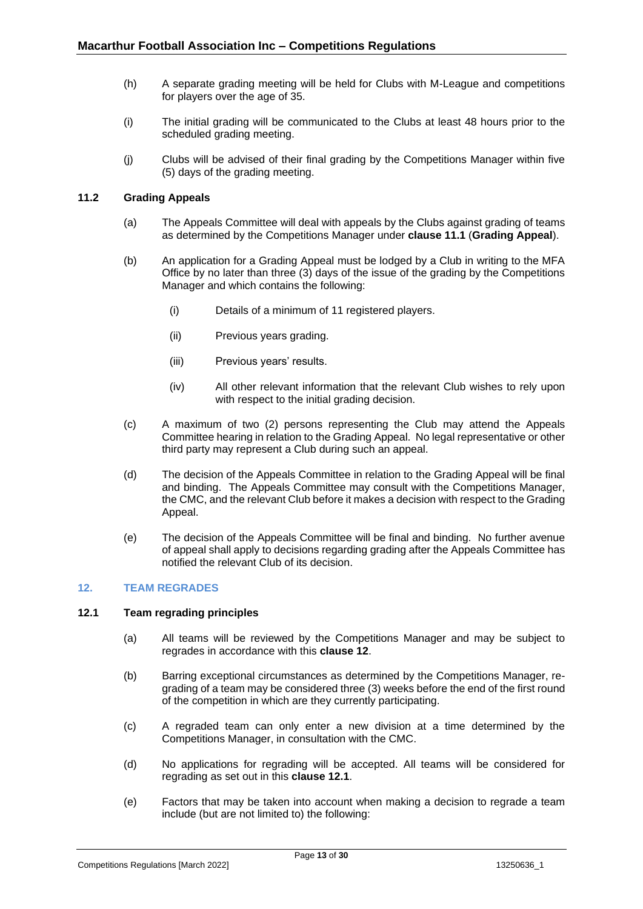(h) A separate grading meeting will be held for Clubs with M-League and competitions for players over the age of 35.

(i) The initial grading will be communicated to the Clubs at least 48 hours prior to the scheduled grading meeting.

(j) Clubs will be advised of their final grading by the Competitions Manager within five (5) days of the grading meeting.

### 11.2 Grading Appeals

(a) The Appeals Committee will deal with appeals by the Clubs against grading of teams as determined by the Competitions Manager under **clause 11.1** (**Grading Appeal**).

(b) An application for a Grading Appeal must be lodged by a Club in writing to the MFA Office by no later than three (3) days of the issue of the grading by the Competitions Manager and which contains the following:

   (i) Details of a minimum of 11 registered players.

   (ii) Previous years grading.

   (iii) Previous years' results.

   (iv) All other relevant information that the relevant Club wishes to rely upon with respect to the initial grading decision.

(c) A maximum of two (2) persons representing the Club may attend the Appeals Committee hearing in relation to the Grading Appeal. No legal representative or other third party may represent a Club during such an appeal.

(d) The decision of the Appeals Committee in relation to the Grading Appeal will be final and binding. The Appeals Committee may consult with the Competitions Manager, the CMC, and the relevant Club before it makes a decision with respect to the Grading Appeal.

(e) The decision of the Appeals Committee will be final and binding. No further avenue of appeal shall apply to decisions regarding grading after the Appeals Committee has notified the relevant Club of its decision.

## 12. TEAM REGRADES

### 12.1 Team regrading principles

(a) All teams will be reviewed by the Competitions Manager and may be subject to regrades in accordance with this **clause 12**.

(b) Barring exceptional circumstances as determined by the Competitions Manager, re-grading of a team may be considered three (3) weeks before the end of the first round of the competition in which are they currently participating.

(c) A regraded team can only enter a new division at a time determined by the Competitions Manager, in consultation with the CMC.

(d) No applications for regrading will be accepted. All teams will be considered for regrading as set out in this **clause 12.1**.

(e) Factors that may be taken into account when making a decision to regrade a team include (but are not limited to) the following: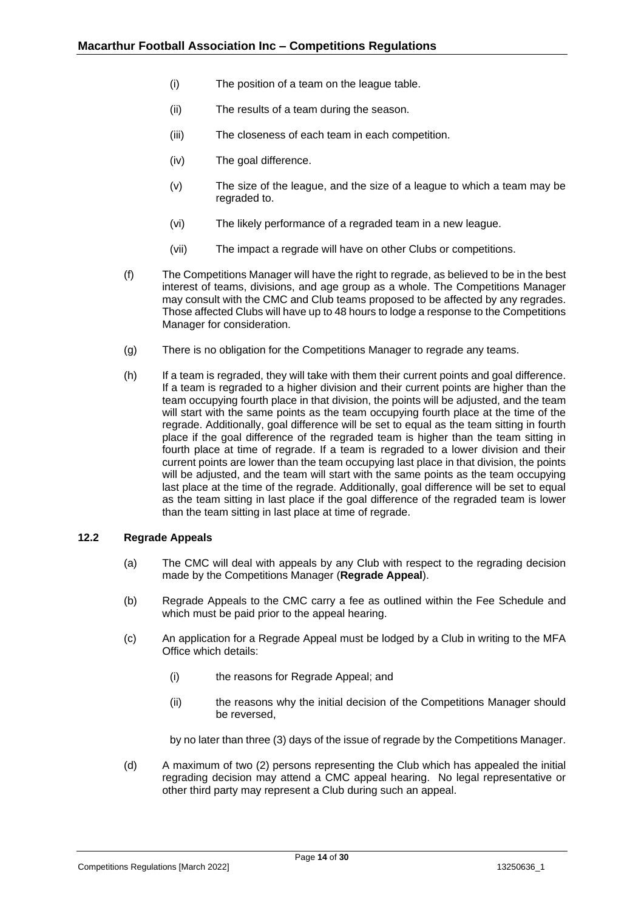(i) The position of a team on the league table.

(ii) The results of a team during the season.

(iii) The closeness of each team in each competition.

(iv) The goal difference.

(v) The size of the league, and the size of a league to which a team may be regraded to.

(vi) The likely performance of a regraded team in a new league.

(vii) The impact a regrade will have on other Clubs or competitions.

(f) The Competitions Manager will have the right to regrade, as believed to be in the best interest of teams, divisions, and age group as a whole. The Competitions Manager may consult with the CMC and Club teams proposed to be affected by any regrades. Those affected Clubs will have up to 48 hours to lodge a response to the Competitions Manager for consideration.

(g) There is no obligation for the Competitions Manager to regrade any teams.

(h) If a team is regraded, they will take with them their current points and goal difference. If a team is regraded to a higher division and their current points are higher than the team occupying fourth place in that division, the points will be adjusted, and the team will start with the same points as the team occupying fourth place at the time of the regrade. Additionally, goal difference will be set to equal as the team sitting in fourth place if the goal difference of the regraded team is higher than the team sitting in fourth place at time of regrade. If a team is regraded to a lower division and their current points are lower than the team occupying last place in that division, the points will be adjusted, and the team will start with the same points as the team occupying last place at the time of the regrade. Additionally, goal difference will be set to equal as the team sitting in last place if the goal difference of the regraded team is lower than the team sitting in last place at time of regrade.

### 12.2 Regrade Appeals

(a) The CMC will deal with appeals by any Club with respect to the regrading decision made by the Competitions Manager (**Regrade Appeal**).

(b) Regrade Appeals to the CMC carry a fee as outlined within the Fee Schedule and which must be paid prior to the appeal hearing.

(c) An application for a Regrade Appeal must be lodged by a Club in writing to the MFA Office which details:

(i) the reasons for Regrade Appeal; and

(ii) the reasons why the initial decision of the Competitions Manager should be reversed,

by no later than three (3) days of the issue of regrade by the Competitions Manager.

(d) A maximum of two (2) persons representing the Club which has appealed the initial regrading decision may attend a CMC appeal hearing. No legal representative or other third party may represent a Club during such an appeal.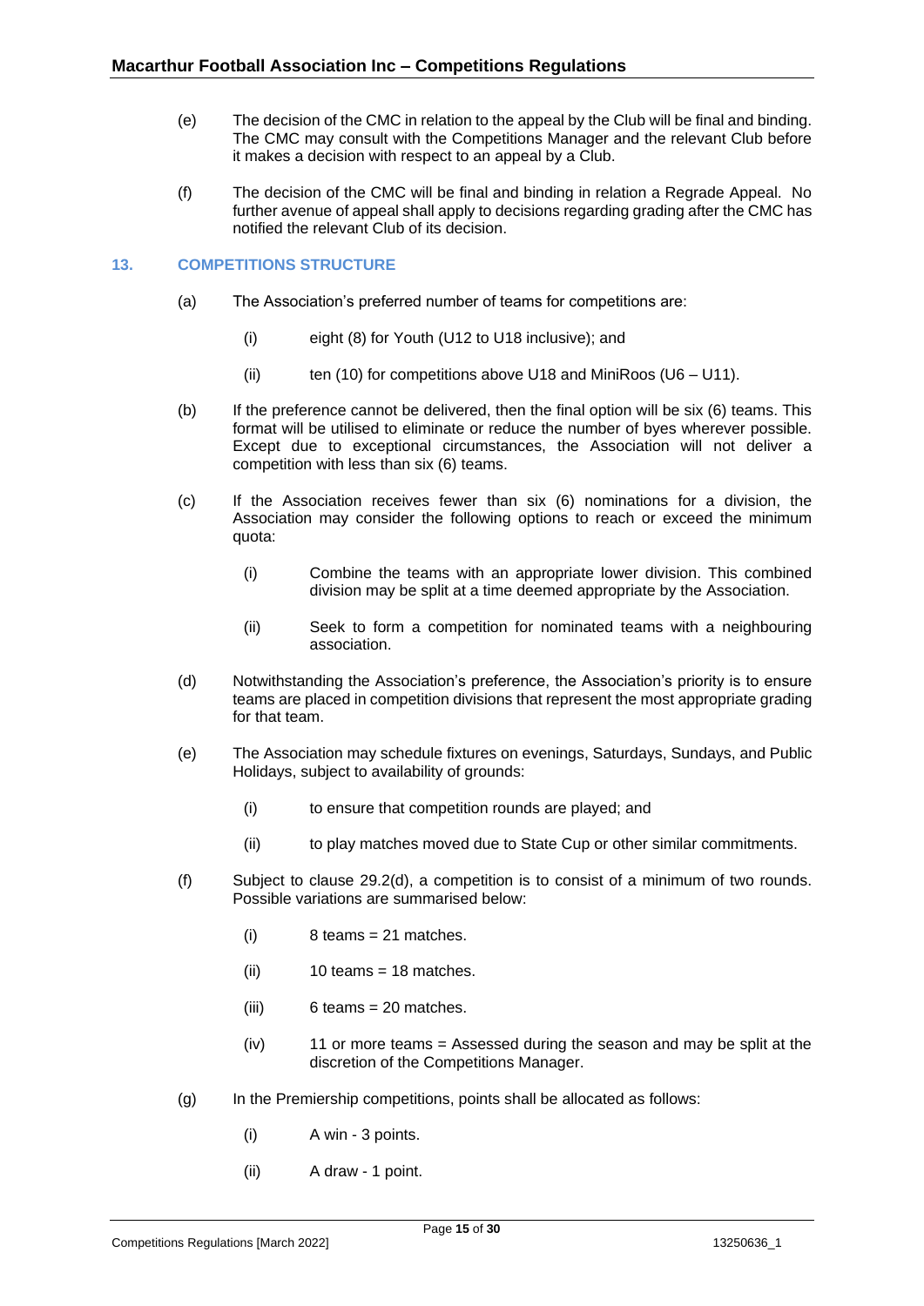(e) The decision of the CMC in relation to the appeal by the Club will be final and binding. The CMC may consult with the Competitions Manager and the relevant Club before it makes a decision with respect to an appeal by a Club.

(f) The decision of the CMC will be final and binding in relation a Regrade Appeal. No further avenue of appeal shall apply to decisions regarding grading after the CMC has notified the relevant Club of its decision.

## 13. COMPETITIONS STRUCTURE

(a) The Association's preferred number of teams for competitions are:

(i) eight (8) for Youth (U12 to U18 inclusive); and

(ii) ten (10) for competitions above U18 and MiniRoos (U6 – U11).

(b) If the preference cannot be delivered, then the final option will be six (6) teams. This format will be utilised to eliminate or reduce the number of byes wherever possible. Except due to exceptional circumstances, the Association will not deliver a competition with less than six (6) teams.

(c) If the Association receives fewer than six (6) nominations for a division, the Association may consider the following options to reach or exceed the minimum quota:

(i) Combine the teams with an appropriate lower division. This combined division may be split at a time deemed appropriate by the Association.

(ii) Seek to form a competition for nominated teams with a neighbouring association.

(d) Notwithstanding the Association's preference, the Association's priority is to ensure teams are placed in competition divisions that represent the most appropriate grading for that team.

(e) The Association may schedule fixtures on evenings, Saturdays, Sundays, and Public Holidays, subject to availability of grounds:

(i) to ensure that competition rounds are played; and

(ii) to play matches moved due to State Cup or other similar commitments.

(f) Subject to clause 29.2(d), a competition is to consist of a minimum of two rounds. Possible variations are summarised below:

(i) 8 teams = 21 matches.

(ii) 10 teams = 18 matches.

(iii) 6 teams = 20 matches.

(iv) 11 or more teams = Assessed during the season and may be split at the discretion of the Competitions Manager.

(g) In the Premiership competitions, points shall be allocated as follows:

(i) A win - 3 points.

(ii) A draw - 1 point.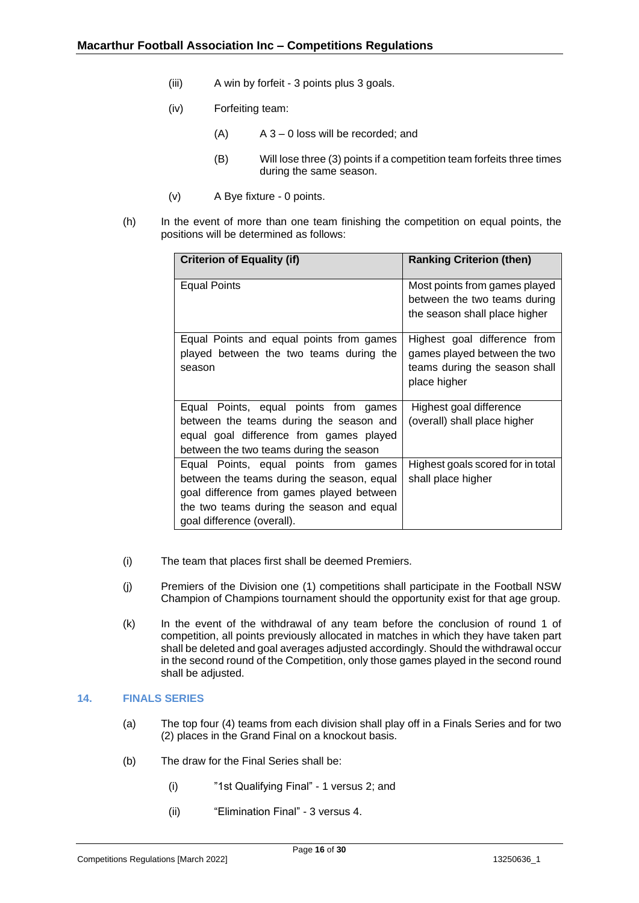(iii) A win by forfeit - 3 points plus 3 goals.

(iv) Forfeiting team:

(A) A 3 – 0 loss will be recorded; and

(B) Will lose three (3) points if a competition team forfeits three times during the same season.

(v) A Bye fixture - 0 points.

(h) In the event of more than one team finishing the competition on equal points, the positions will be determined as follows:

| Criterion of Equality (if) | Ranking Criterion (then) |
|---|---|
| Equal Points | Most points from games played between the two teams during the season shall place higher |
| Equal Points and equal points from games played between the two teams during the season | Highest goal difference from games played between the two teams during the season shall place higher |
| Equal Points, equal points from games between the teams during the season and equal goal difference from games played between the two teams during the season | Highest goal difference (overall) shall place higher |
| Equal Points, equal points from games between the teams during the season, equal goal difference from games played between the two teams during the season and equal goal difference (overall). | Highest goals scored for in total shall place higher |

(i) The team that places first shall be deemed Premiers.

(j) Premiers of the Division one (1) competitions shall participate in the Football NSW Champion of Champions tournament should the opportunity exist for that age group.

(k) In the event of the withdrawal of any team before the conclusion of round 1 of competition, all points previously allocated in matches in which they have taken part shall be deleted and goal averages adjusted accordingly. Should the withdrawal occur in the second round of the Competition, only those games played in the second round shall be adjusted.

## 14. FINALS SERIES

(a) The top four (4) teams from each division shall play off in a Finals Series and for two (2) places in the Grand Final on a knockout basis.

(b) The draw for the Final Series shall be:

(i) "1st Qualifying Final" - 1 versus 2; and

(ii) "Elimination Final" - 3 versus 4.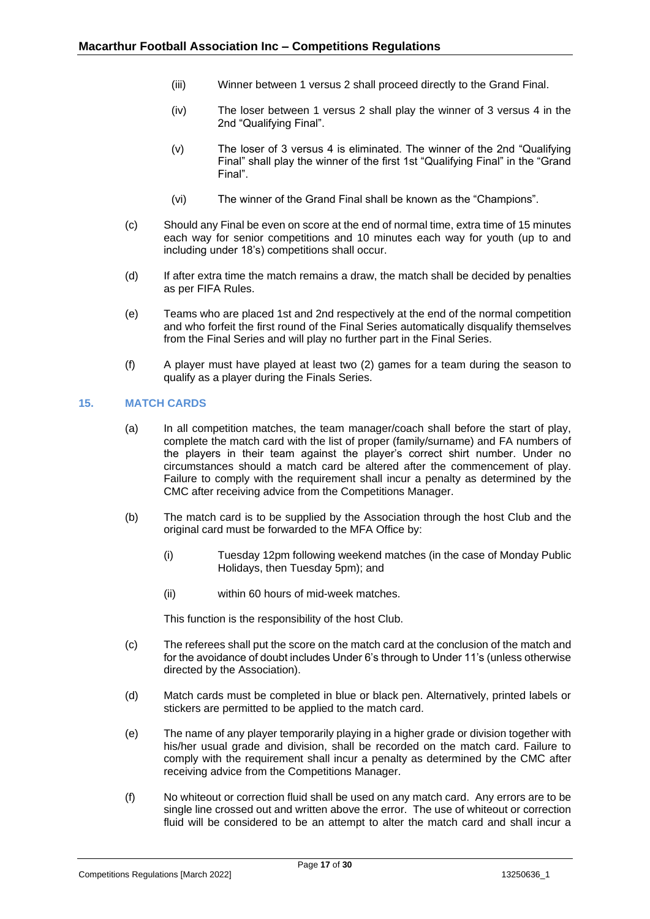(iii) Winner between 1 versus 2 shall proceed directly to the Grand Final.

(iv) The loser between 1 versus 2 shall play the winner of 3 versus 4 in the 2nd "Qualifying Final".

(v) The loser of 3 versus 4 is eliminated. The winner of the 2nd "Qualifying Final" shall play the winner of the first 1st "Qualifying Final" in the "Grand Final".

(vi) The winner of the Grand Final shall be known as the "Champions".

(c) Should any Final be even on score at the end of normal time, extra time of 15 minutes each way for senior competitions and 10 minutes each way for youth (up to and including under 18's) competitions shall occur.

(d) If after extra time the match remains a draw, the match shall be decided by penalties as per FIFA Rules.

(e) Teams who are placed 1st and 2nd respectively at the end of the normal competition and who forfeit the first round of the Final Series automatically disqualify themselves from the Final Series and will play no further part in the Final Series.

(f) A player must have played at least two (2) games for a team during the season to qualify as a player during the Finals Series.

## 15. MATCH CARDS

(a) In all competition matches, the team manager/coach shall before the start of play, complete the match card with the list of proper (family/surname) and FA numbers of the players in their team against the player's correct shirt number. Under no circumstances should a match card be altered after the commencement of play. Failure to comply with the requirement shall incur a penalty as determined by the CMC after receiving advice from the Competitions Manager.

(b) The match card is to be supplied by the Association through the host Club and the original card must be forwarded to the MFA Office by:

(i) Tuesday 12pm following weekend matches (in the case of Monday Public Holidays, then Tuesday 5pm); and

(ii) within 60 hours of mid-week matches.

This function is the responsibility of the host Club.

(c) The referees shall put the score on the match card at the conclusion of the match and for the avoidance of doubt includes Under 6's through to Under 11's (unless otherwise directed by the Association).

(d) Match cards must be completed in blue or black pen. Alternatively, printed labels or stickers are permitted to be applied to the match card.

(e) The name of any player temporarily playing in a higher grade or division together with his/her usual grade and division, shall be recorded on the match card. Failure to comply with the requirement shall incur a penalty as determined by the CMC after receiving advice from the Competitions Manager.

(f) No whiteout or correction fluid shall be used on any match card. Any errors are to be single line crossed out and written above the error. The use of whiteout or correction fluid will be considered to be an attempt to alter the match card and shall incur a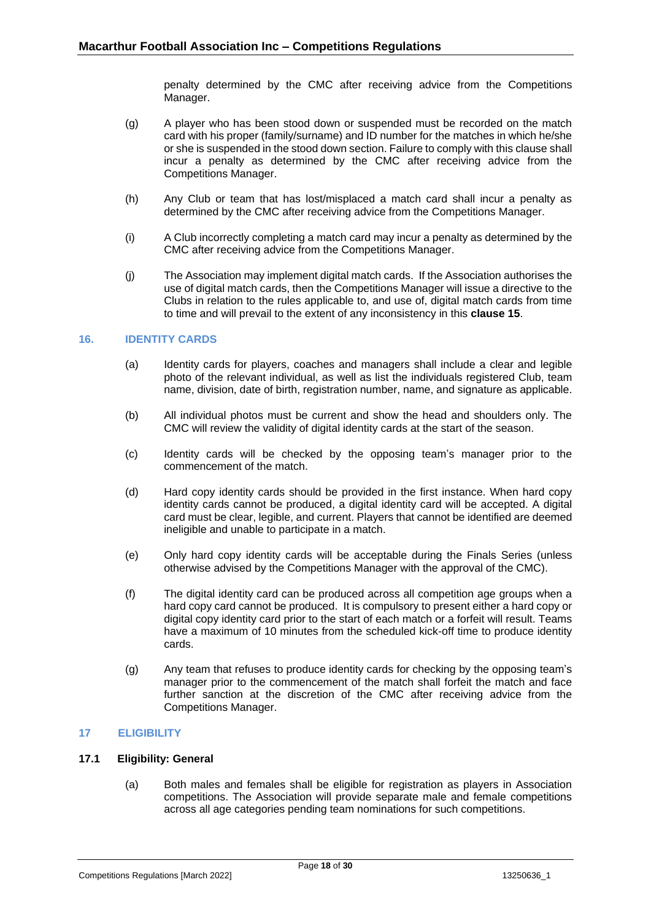penalty determined by the CMC after receiving advice from the Competitions Manager.

(g) A player who has been stood down or suspended must be recorded on the match card with his proper (family/surname) and ID number for the matches in which he/she or she is suspended in the stood down section. Failure to comply with this clause shall incur a penalty as determined by the CMC after receiving advice from the Competitions Manager.

(h) Any Club or team that has lost/misplaced a match card shall incur a penalty as determined by the CMC after receiving advice from the Competitions Manager.

(i) A Club incorrectly completing a match card may incur a penalty as determined by the CMC after receiving advice from the Competitions Manager.

(j) The Association may implement digital match cards. If the Association authorises the use of digital match cards, then the Competitions Manager will issue a directive to the Clubs in relation to the rules applicable to, and use of, digital match cards from time to time and will prevail to the extent of any inconsistency in this **clause 15**.

## 16. IDENTITY CARDS

(a) Identity cards for players, coaches and managers shall include a clear and legible photo of the relevant individual, as well as list the individuals registered Club, team name, division, date of birth, registration number, name, and signature as applicable.

(b) All individual photos must be current and show the head and shoulders only. The CMC will review the validity of digital identity cards at the start of the season.

(c) Identity cards will be checked by the opposing team's manager prior to the commencement of the match.

(d) Hard copy identity cards should be provided in the first instance. When hard copy identity cards cannot be produced, a digital identity card will be accepted. A digital card must be clear, legible, and current. Players that cannot be identified are deemed ineligible and unable to participate in a match.

(e) Only hard copy identity cards will be acceptable during the Finals Series (unless otherwise advised by the Competitions Manager with the approval of the CMC).

(f) The digital identity card can be produced across all competition age groups when a hard copy card cannot be produced. It is compulsory to present either a hard copy or digital copy identity card prior to the start of each match or a forfeit will result. Teams have a maximum of 10 minutes from the scheduled kick-off time to produce identity cards.

(g) Any team that refuses to produce identity cards for checking by the opposing team's manager prior to the commencement of the match shall forfeit the match and face further sanction at the discretion of the CMC after receiving advice from the Competitions Manager.

## 17 ELIGIBILITY

### 17.1 Eligibility: General

(a) Both males and females shall be eligible for registration as players in Association competitions. The Association will provide separate male and female competitions across all age categories pending team nominations for such competitions.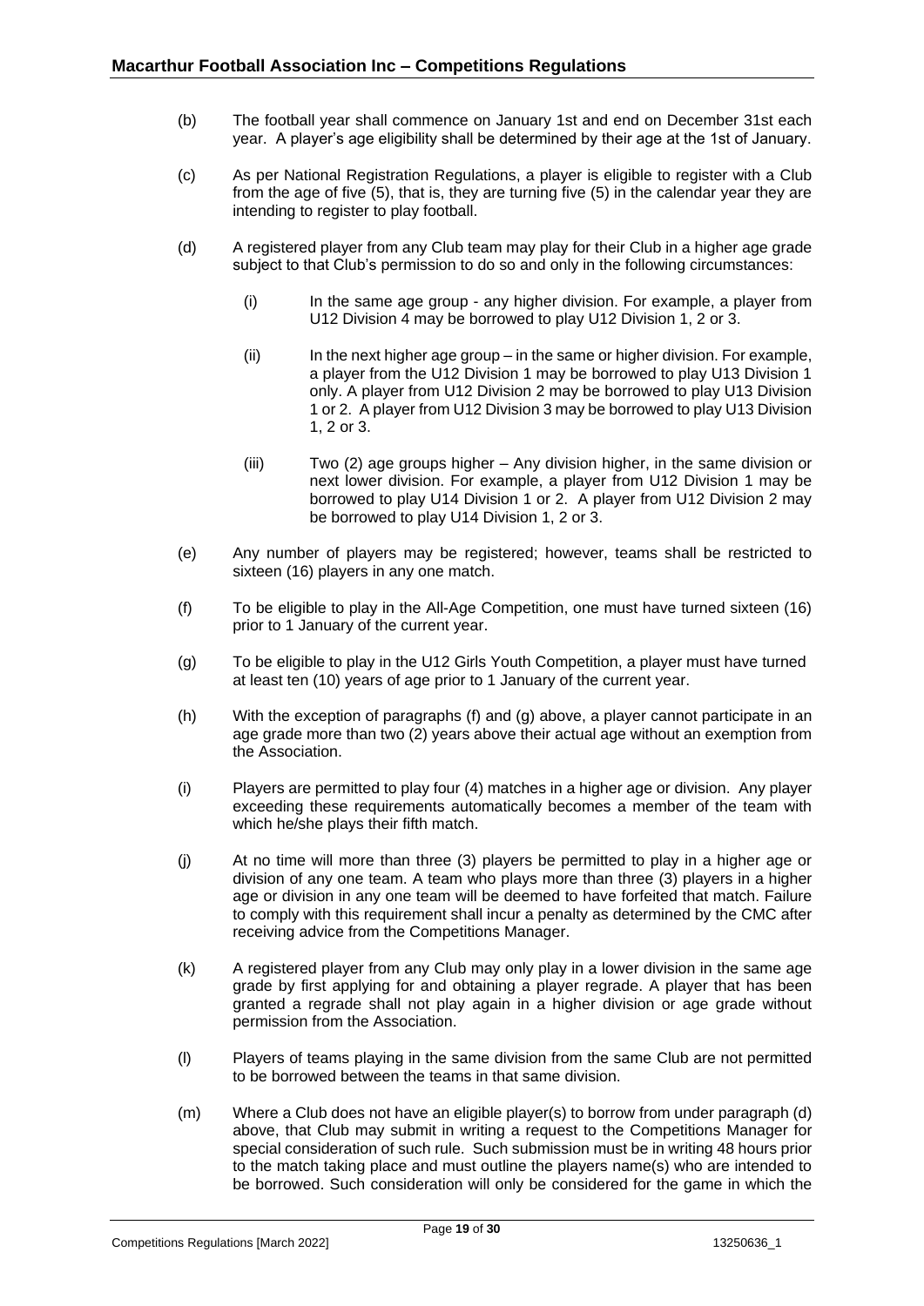(b) The football year shall commence on January 1st and end on December 31st each year. A player's age eligibility shall be determined by their age at the 1st of January.

(c) As per National Registration Regulations, a player is eligible to register with a Club from the age of five (5), that is, they are turning five (5) in the calendar year they are intending to register to play football.

(d) A registered player from any Club team may play for their Club in a higher age grade subject to that Club's permission to do so and only in the following circumstances:

> (i) In the same age group - any higher division. For example, a player from U12 Division 4 may be borrowed to play U12 Division 1, 2 or 3.
>
> (ii) In the next higher age group – in the same or higher division. For example, a player from the U12 Division 1 may be borrowed to play U13 Division 1 only. A player from U12 Division 2 may be borrowed to play U13 Division 1 or 2. A player from U12 Division 3 may be borrowed to play U13 Division 1, 2 or 3.
>
> (iii) Two (2) age groups higher – Any division higher, in the same division or next lower division. For example, a player from U12 Division 1 may be borrowed to play U14 Division 1 or 2. A player from U12 Division 2 may be borrowed to play U14 Division 1, 2 or 3.

(e) Any number of players may be registered; however, teams shall be restricted to sixteen (16) players in any one match.

(f) To be eligible to play in the All-Age Competition, one must have turned sixteen (16) prior to 1 January of the current year.

(g) To be eligible to play in the U12 Girls Youth Competition, a player must have turned at least ten (10) years of age prior to 1 January of the current year.

(h) With the exception of paragraphs (f) and (g) above, a player cannot participate in an age grade more than two (2) years above their actual age without an exemption from the Association.

(i) Players are permitted to play four (4) matches in a higher age or division. Any player exceeding these requirements automatically becomes a member of the team with which he/she plays their fifth match.

(j) At no time will more than three (3) players be permitted to play in a higher age or division of any one team. A team who plays more than three (3) players in a higher age or division in any one team will be deemed to have forfeited that match. Failure to comply with this requirement shall incur a penalty as determined by the CMC after receiving advice from the Competitions Manager.

(k) A registered player from any Club may only play in a lower division in the same age grade by first applying for and obtaining a player regrade. A player that has been granted a regrade shall not play again in a higher division or age grade without permission from the Association.

(l) Players of teams playing in the same division from the same Club are not permitted to be borrowed between the teams in that same division.

(m) Where a Club does not have an eligible player(s) to borrow from under paragraph (d) above, that Club may submit in writing a request to the Competitions Manager for special consideration of such rule. Such submission must be in writing 48 hours prior to the match taking place and must outline the players name(s) who are intended to be borrowed. Such consideration will only be considered for the game in which the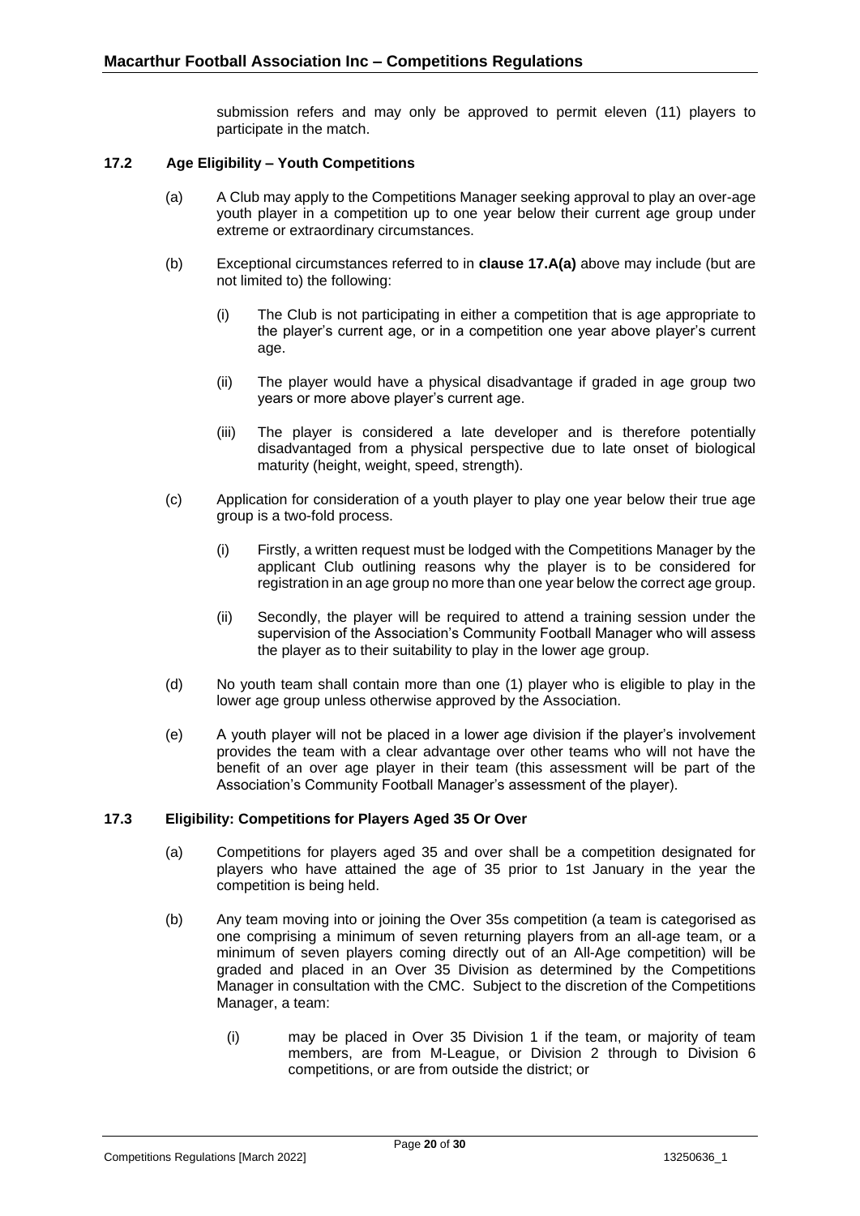submission refers and may only be approved to permit eleven (11) players to participate in the match.

### 17.2 Age Eligibility – Youth Competitions

(a) A Club may apply to the Competitions Manager seeking approval to play an over-age youth player in a competition up to one year below their current age group under extreme or extraordinary circumstances.

(b) Exceptional circumstances referred to in **clause 17.A(a)** above may include (but are not limited to) the following:

   (i) The Club is not participating in either a competition that is age appropriate to the player's current age, or in a competition one year above player's current age.

   (ii) The player would have a physical disadvantage if graded in age group two years or more above player's current age.

   (iii) The player is considered a late developer and is therefore potentially disadvantaged from a physical perspective due to late onset of biological maturity (height, weight, speed, strength).

(c) Application for consideration of a youth player to play one year below their true age group is a two-fold process.

   (i) Firstly, a written request must be lodged with the Competitions Manager by the applicant Club outlining reasons why the player is to be considered for registration in an age group no more than one year below the correct age group.

   (ii) Secondly, the player will be required to attend a training session under the supervision of the Association's Community Football Manager who will assess the player as to their suitability to play in the lower age group.

(d) No youth team shall contain more than one (1) player who is eligible to play in the lower age group unless otherwise approved by the Association.

(e) A youth player will not be placed in a lower age division if the player's involvement provides the team with a clear advantage over other teams who will not have the benefit of an over age player in their team (this assessment will be part of the Association's Community Football Manager's assessment of the player).

### 17.3 Eligibility: Competitions for Players Aged 35 Or Over

(a) Competitions for players aged 35 and over shall be a competition designated for players who have attained the age of 35 prior to 1st January in the year the competition is being held.

(b) Any team moving into or joining the Over 35s competition (a team is categorised as one comprising a minimum of seven returning players from an all-age team, or a minimum of seven players coming directly out of an All-Age competition) will be graded and placed in an Over 35 Division as determined by the Competitions Manager in consultation with the CMC. Subject to the discretion of the Competitions Manager, a team:

   (i) may be placed in Over 35 Division 1 if the team, or majority of team members, are from M-League, or Division 2 through to Division 6 competitions, or are from outside the district; or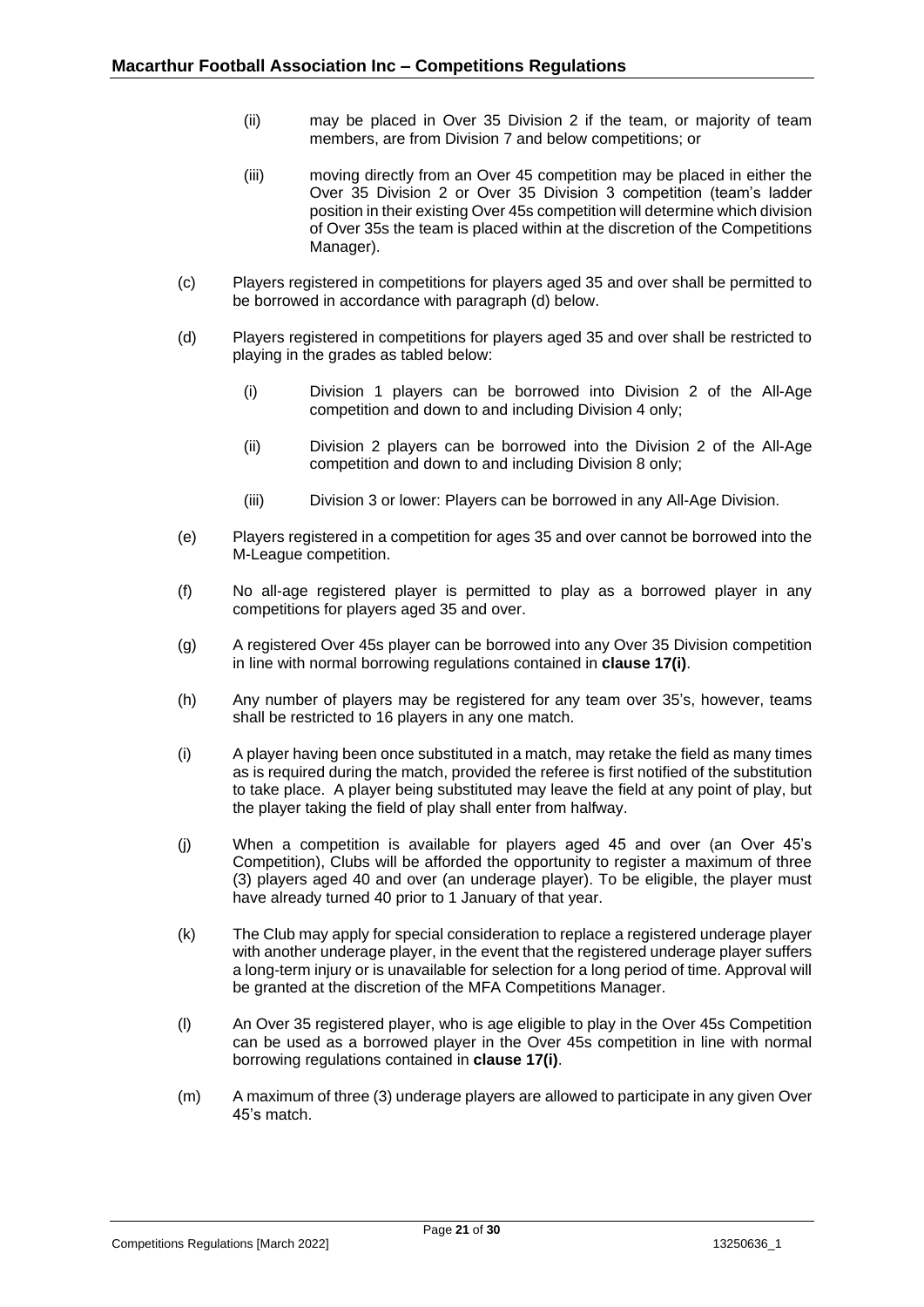(ii) may be placed in Over 35 Division 2 if the team, or majority of team members, are from Division 7 and below competitions; or

(iii) moving directly from an Over 45 competition may be placed in either the Over 35 Division 2 or Over 35 Division 3 competition (team's ladder position in their existing Over 45s competition will determine which division of Over 35s the team is placed within at the discretion of the Competitions Manager).

(c) Players registered in competitions for players aged 35 and over shall be permitted to be borrowed in accordance with paragraph (d) below.

(d) Players registered in competitions for players aged 35 and over shall be restricted to playing in the grades as tabled below:

(i) Division 1 players can be borrowed into Division 2 of the All-Age competition and down to and including Division 4 only;

(ii) Division 2 players can be borrowed into the Division 2 of the All-Age competition and down to and including Division 8 only;

(iii) Division 3 or lower: Players can be borrowed in any All-Age Division.

(e) Players registered in a competition for ages 35 and over cannot be borrowed into the M-League competition.

(f) No all-age registered player is permitted to play as a borrowed player in any competitions for players aged 35 and over.

(g) A registered Over 45s player can be borrowed into any Over 35 Division competition in line with normal borrowing regulations contained in **clause 17(i)**.

(h) Any number of players may be registered for any team over 35's, however, teams shall be restricted to 16 players in any one match.

(i) A player having been once substituted in a match, may retake the field as many times as is required during the match, provided the referee is first notified of the substitution to take place. A player being substituted may leave the field at any point of play, but the player taking the field of play shall enter from halfway.

(j) When a competition is available for players aged 45 and over (an Over 45's Competition), Clubs will be afforded the opportunity to register a maximum of three (3) players aged 40 and over (an underage player). To be eligible, the player must have already turned 40 prior to 1 January of that year.

(k) The Club may apply for special consideration to replace a registered underage player with another underage player, in the event that the registered underage player suffers a long-term injury or is unavailable for selection for a long period of time. Approval will be granted at the discretion of the MFA Competitions Manager.

(l) An Over 35 registered player, who is age eligible to play in the Over 45s Competition can be used as a borrowed player in the Over 45s competition in line with normal borrowing regulations contained in **clause 17(i)**.

(m) A maximum of three (3) underage players are allowed to participate in any given Over 45's match.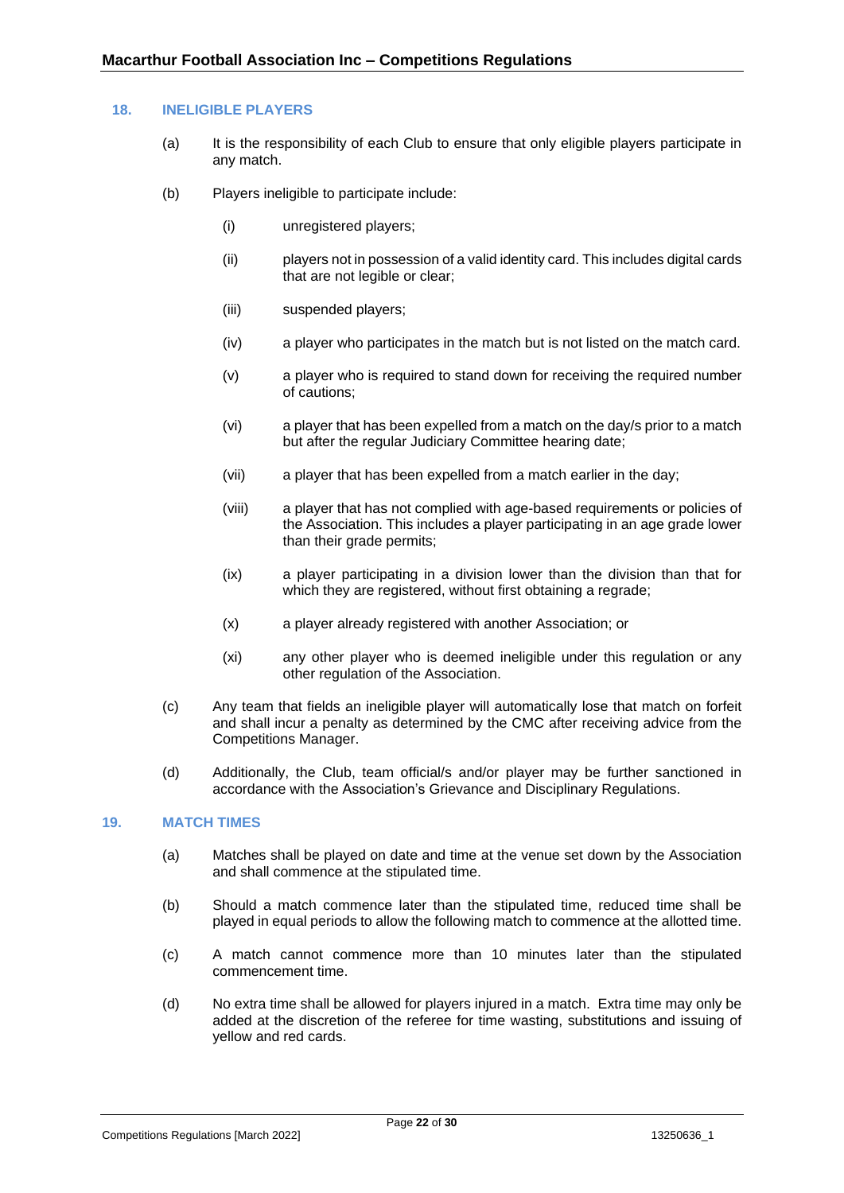## 18. INELIGIBLE PLAYERS

(a) It is the responsibility of each Club to ensure that only eligible players participate in any match.

(b) Players ineligible to participate include:

 (i) unregistered players;

 (ii) players not in possession of a valid identity card. This includes digital cards that are not legible or clear;

 (iii) suspended players;

 (iv) a player who participates in the match but is not listed on the match card.

 (v) a player who is required to stand down for receiving the required number of cautions;

 (vi) a player that has been expelled from a match on the day/s prior to a match but after the regular Judiciary Committee hearing date;

 (vii) a player that has been expelled from a match earlier in the day;

 (viii) a player that has not complied with age-based requirements or policies of the Association. This includes a player participating in an age grade lower than their grade permits;

 (ix) a player participating in a division lower than the division than that for which they are registered, without first obtaining a regrade;

 (x) a player already registered with another Association; or

 (xi) any other player who is deemed ineligible under this regulation or any other regulation of the Association.

(c) Any team that fields an ineligible player will automatically lose that match on forfeit and shall incur a penalty as determined by the CMC after receiving advice from the Competitions Manager.

(d) Additionally, the Club, team official/s and/or player may be further sanctioned in accordance with the Association's Grievance and Disciplinary Regulations.

## 19. MATCH TIMES

(a) Matches shall be played on date and time at the venue set down by the Association and shall commence at the stipulated time.

(b) Should a match commence later than the stipulated time, reduced time shall be played in equal periods to allow the following match to commence at the allotted time.

(c) A match cannot commence more than 10 minutes later than the stipulated commencement time.

(d) No extra time shall be allowed for players injured in a match. Extra time may only be added at the discretion of the referee for time wasting, substitutions and issuing of yellow and red cards.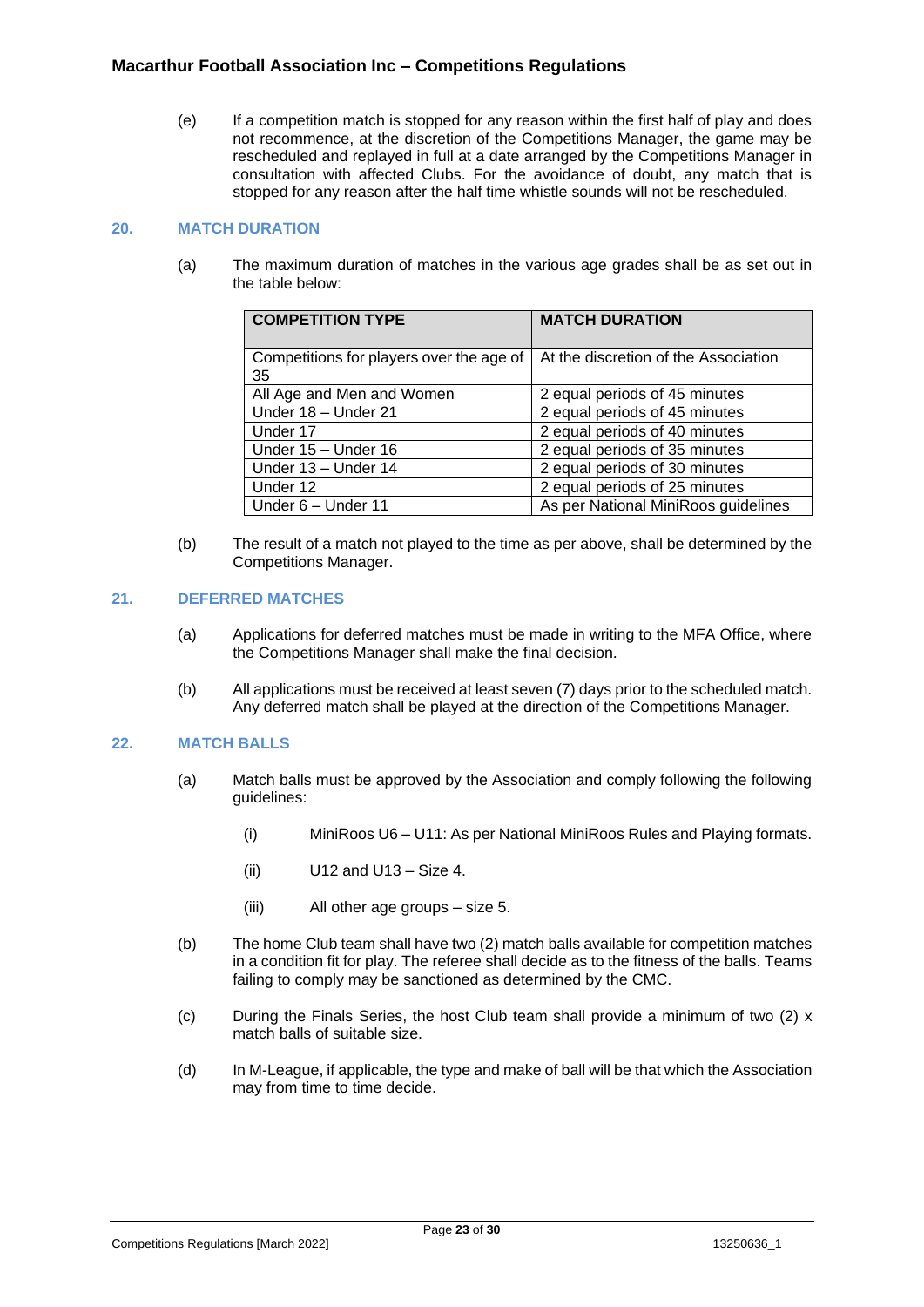(e) If a competition match is stopped for any reason within the first half of play and does not recommence, at the discretion of the Competitions Manager, the game may be rescheduled and replayed in full at a date arranged by the Competitions Manager in consultation with affected Clubs. For the avoidance of doubt, any match that is stopped for any reason after the half time whistle sounds will not be rescheduled.

## 20. MATCH DURATION

(a) The maximum duration of matches in the various age grades shall be as set out in the table below:

| COMPETITION TYPE | MATCH DURATION |
|---|---|
| Competitions for players over the age of 35 | At the discretion of the Association |
| All Age and Men and Women | 2 equal periods of 45 minutes |
| Under 18 – Under 21 | 2 equal periods of 45 minutes |
| Under 17 | 2 equal periods of 40 minutes |
| Under 15 – Under 16 | 2 equal periods of 35 minutes |
| Under 13 – Under 14 | 2 equal periods of 30 minutes |
| Under 12 | 2 equal periods of 25 minutes |
| Under 6 – Under 11 | As per National MiniRoos guidelines |

(b) The result of a match not played to the time as per above, shall be determined by the Competitions Manager.

## 21. DEFERRED MATCHES

(a) Applications for deferred matches must be made in writing to the MFA Office, where the Competitions Manager shall make the final decision.

(b) All applications must be received at least seven (7) days prior to the scheduled match. Any deferred match shall be played at the direction of the Competitions Manager.

## 22. MATCH BALLS

(a) Match balls must be approved by the Association and comply following the following guidelines:

(i) MiniRoos U6 – U11: As per National MiniRoos Rules and Playing formats.

(ii) U12 and U13 – Size 4.

(iii) All other age groups – size 5.

(b) The home Club team shall have two (2) match balls available for competition matches in a condition fit for play. The referee shall decide as to the fitness of the balls. Teams failing to comply may be sanctioned as determined by the CMC.

(c) During the Finals Series, the host Club team shall provide a minimum of two (2) x match balls of suitable size.

(d) In M-League, if applicable, the type and make of ball will be that which the Association may from time to time decide.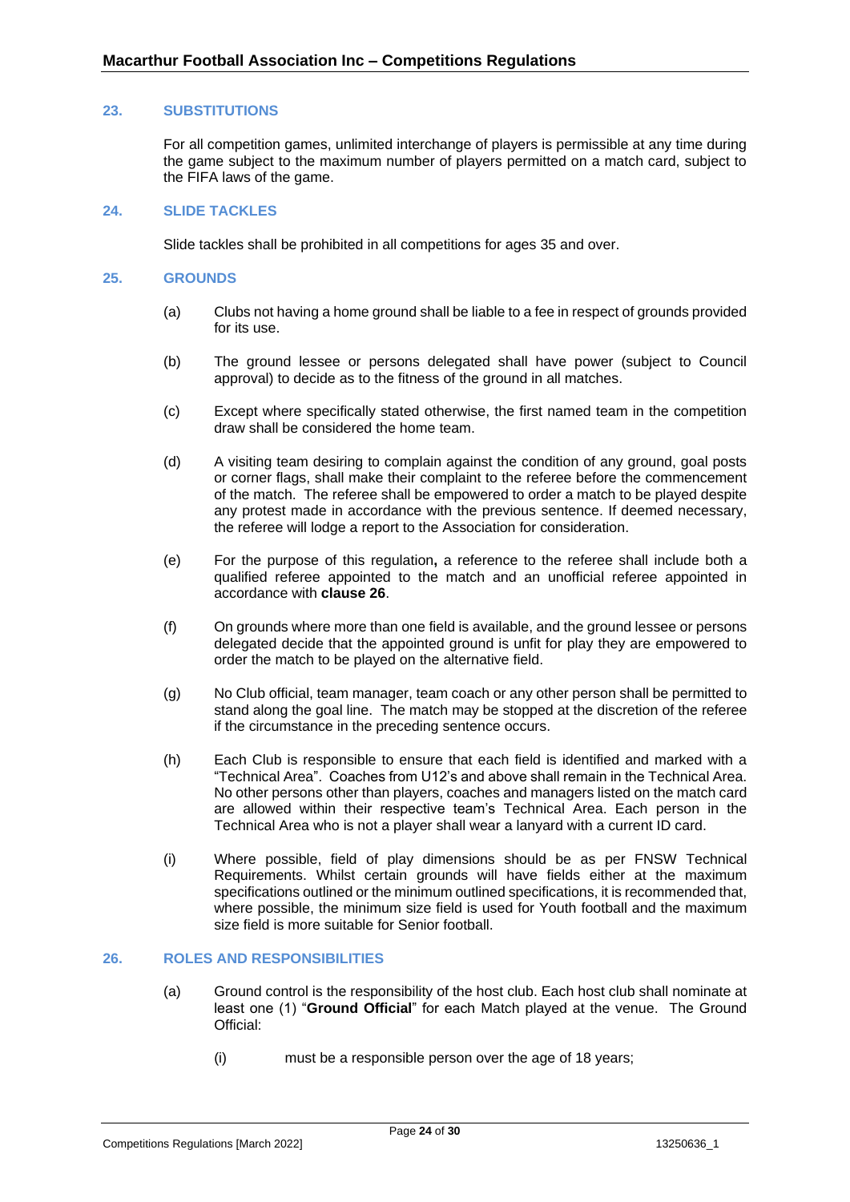## 23. SUBSTITUTIONS

For all competition games, unlimited interchange of players is permissible at any time during the game subject to the maximum number of players permitted on a match card, subject to the FIFA laws of the game.

## 24. SLIDE TACKLES

Slide tackles shall be prohibited in all competitions for ages 35 and over.

## 25. GROUNDS

(a) Clubs not having a home ground shall be liable to a fee in respect of grounds provided for its use.

(b) The ground lessee or persons delegated shall have power (subject to Council approval) to decide as to the fitness of the ground in all matches.

(c) Except where specifically stated otherwise, the first named team in the competition draw shall be considered the home team.

(d) A visiting team desiring to complain against the condition of any ground, goal posts or corner flags, shall make their complaint to the referee before the commencement of the match. The referee shall be empowered to order a match to be played despite any protest made in accordance with the previous sentence. If deemed necessary, the referee will lodge a report to the Association for consideration.

(e) For the purpose of this regulation**,** a reference to the referee shall include both a qualified referee appointed to the match and an unofficial referee appointed in accordance with **clause 26**.

(f) On grounds where more than one field is available, and the ground lessee or persons delegated decide that the appointed ground is unfit for play they are empowered to order the match to be played on the alternative field.

(g) No Club official, team manager, team coach or any other person shall be permitted to stand along the goal line. The match may be stopped at the discretion of the referee if the circumstance in the preceding sentence occurs.

(h) Each Club is responsible to ensure that each field is identified and marked with a "Technical Area". Coaches from U12's and above shall remain in the Technical Area. No other persons other than players, coaches and managers listed on the match card are allowed within their respective team's Technical Area. Each person in the Technical Area who is not a player shall wear a lanyard with a current ID card.

(i) Where possible, field of play dimensions should be as per FNSW Technical Requirements. Whilst certain grounds will have fields either at the maximum specifications outlined or the minimum outlined specifications, it is recommended that, where possible, the minimum size field is used for Youth football and the maximum size field is more suitable for Senior football.

## 26. ROLES AND RESPONSIBILITIES

(a) Ground control is the responsibility of the host club. Each host club shall nominate at least one (1) "**Ground Official**" for each Match played at the venue. The Ground Official:

(i) must be a responsible person over the age of 18 years;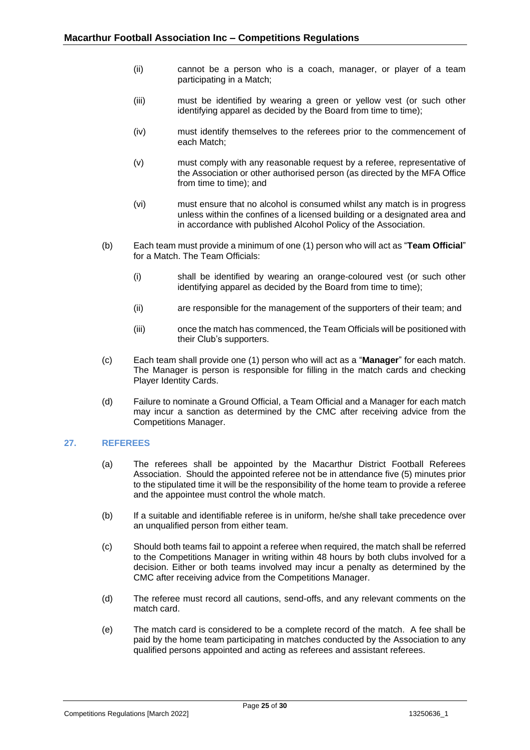(ii) cannot be a person who is a coach, manager, or player of a team participating in a Match;

(iii) must be identified by wearing a green or yellow vest (or such other identifying apparel as decided by the Board from time to time);

(iv) must identify themselves to the referees prior to the commencement of each Match;

(v) must comply with any reasonable request by a referee, representative of the Association or other authorised person (as directed by the MFA Office from time to time); and

(vi) must ensure that no alcohol is consumed whilst any match is in progress unless within the confines of a licensed building or a designated area and in accordance with published Alcohol Policy of the Association.

(b) Each team must provide a minimum of one (1) person who will act as "**Team Official**" for a Match. The Team Officials:

(i) shall be identified by wearing an orange-coloured vest (or such other identifying apparel as decided by the Board from time to time);

(ii) are responsible for the management of the supporters of their team; and

(iii) once the match has commenced, the Team Officials will be positioned with their Club's supporters.

(c) Each team shall provide one (1) person who will act as a "**Manager**" for each match. The Manager is person is responsible for filling in the match cards and checking Player Identity Cards.

(d) Failure to nominate a Ground Official, a Team Official and a Manager for each match may incur a sanction as determined by the CMC after receiving advice from the Competitions Manager.

## 27. REFEREES

(a) The referees shall be appointed by the Macarthur District Football Referees Association. Should the appointed referee not be in attendance five (5) minutes prior to the stipulated time it will be the responsibility of the home team to provide a referee and the appointee must control the whole match.

(b) If a suitable and identifiable referee is in uniform, he/she shall take precedence over an unqualified person from either team.

(c) Should both teams fail to appoint a referee when required, the match shall be referred to the Competitions Manager in writing within 48 hours by both clubs involved for a decision. Either or both teams involved may incur a penalty as determined by the CMC after receiving advice from the Competitions Manager.

(d) The referee must record all cautions, send-offs, and any relevant comments on the match card.

(e) The match card is considered to be a complete record of the match. A fee shall be paid by the home team participating in matches conducted by the Association to any qualified persons appointed and acting as referees and assistant referees.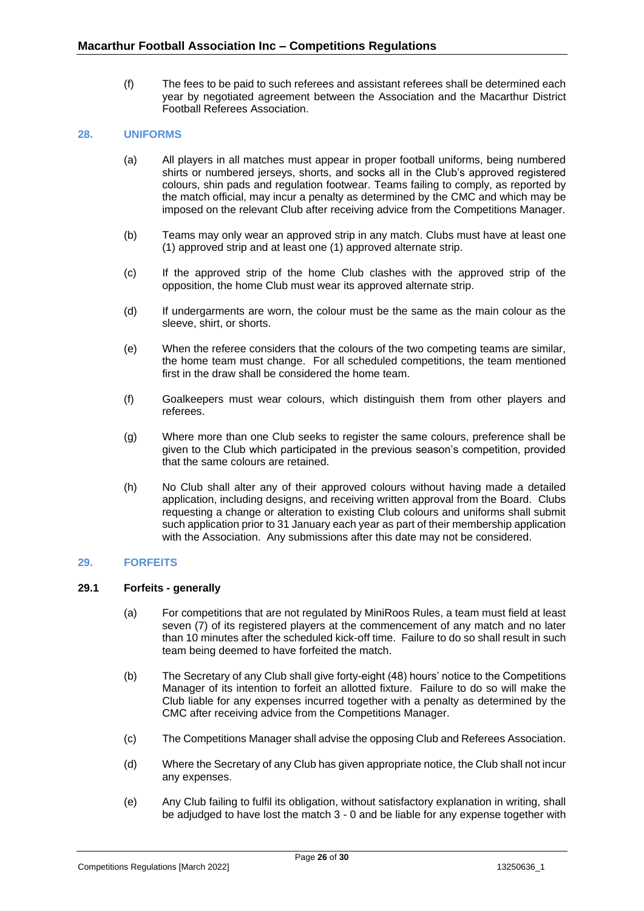(f) The fees to be paid to such referees and assistant referees shall be determined each year by negotiated agreement between the Association and the Macarthur District Football Referees Association.

## 28. UNIFORMS

(a) All players in all matches must appear in proper football uniforms, being numbered shirts or numbered jerseys, shorts, and socks all in the Club's approved registered colours, shin pads and regulation footwear. Teams failing to comply, as reported by the match official, may incur a penalty as determined by the CMC and which may be imposed on the relevant Club after receiving advice from the Competitions Manager.

(b) Teams may only wear an approved strip in any match. Clubs must have at least one (1) approved strip and at least one (1) approved alternate strip.

(c) If the approved strip of the home Club clashes with the approved strip of the opposition, the home Club must wear its approved alternate strip.

(d) If undergarments are worn, the colour must be the same as the main colour as the sleeve, shirt, or shorts.

(e) When the referee considers that the colours of the two competing teams are similar, the home team must change. For all scheduled competitions, the team mentioned first in the draw shall be considered the home team.

(f) Goalkeepers must wear colours, which distinguish them from other players and referees.

(g) Where more than one Club seeks to register the same colours, preference shall be given to the Club which participated in the previous season's competition, provided that the same colours are retained.

(h) No Club shall alter any of their approved colours without having made a detailed application, including designs, and receiving written approval from the Board. Clubs requesting a change or alteration to existing Club colours and uniforms shall submit such application prior to 31 January each year as part of their membership application with the Association. Any submissions after this date may not be considered.

## 29. FORFEITS

### 29.1 Forfeits - generally

(a) For competitions that are not regulated by MiniRoos Rules, a team must field at least seven (7) of its registered players at the commencement of any match and no later than 10 minutes after the scheduled kick-off time. Failure to do so shall result in such team being deemed to have forfeited the match.

(b) The Secretary of any Club shall give forty-eight (48) hours' notice to the Competitions Manager of its intention to forfeit an allotted fixture. Failure to do so will make the Club liable for any expenses incurred together with a penalty as determined by the CMC after receiving advice from the Competitions Manager.

(c) The Competitions Manager shall advise the opposing Club and Referees Association.

(d) Where the Secretary of any Club has given appropriate notice, the Club shall not incur any expenses.

(e) Any Club failing to fulfil its obligation, without satisfactory explanation in writing, shall be adjudged to have lost the match 3 - 0 and be liable for any expense together with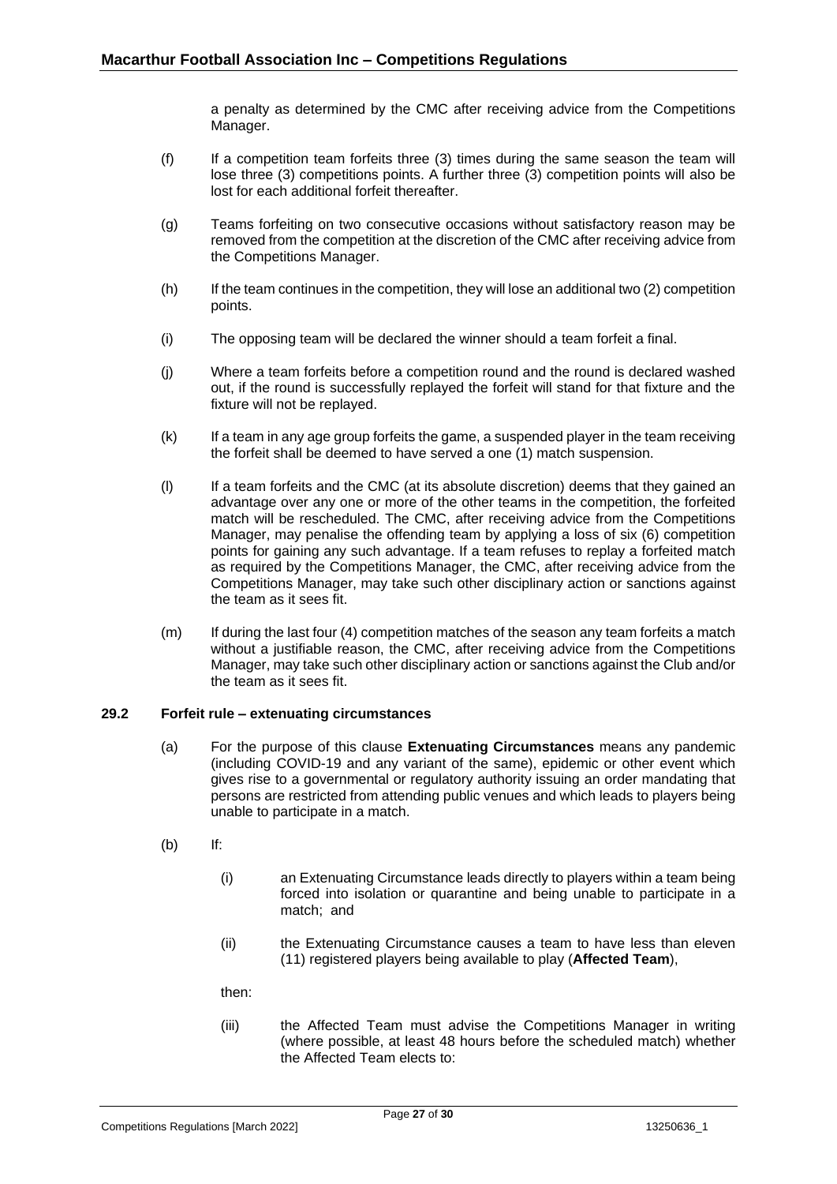a penalty as determined by the CMC after receiving advice from the Competitions Manager.

(f) If a competition team forfeits three (3) times during the same season the team will lose three (3) competitions points. A further three (3) competition points will also be lost for each additional forfeit thereafter.

(g) Teams forfeiting on two consecutive occasions without satisfactory reason may be removed from the competition at the discretion of the CMC after receiving advice from the Competitions Manager.

(h) If the team continues in the competition, they will lose an additional two (2) competition points.

(i) The opposing team will be declared the winner should a team forfeit a final.

(j) Where a team forfeits before a competition round and the round is declared washed out, if the round is successfully replayed the forfeit will stand for that fixture and the fixture will not be replayed.

(k) If a team in any age group forfeits the game, a suspended player in the team receiving the forfeit shall be deemed to have served a one (1) match suspension.

(l) If a team forfeits and the CMC (at its absolute discretion) deems that they gained an advantage over any one or more of the other teams in the competition, the forfeited match will be rescheduled. The CMC, after receiving advice from the Competitions Manager, may penalise the offending team by applying a loss of six (6) competition points for gaining any such advantage. If a team refuses to replay a forfeited match as required by the Competitions Manager, the CMC, after receiving advice from the Competitions Manager, may take such other disciplinary action or sanctions against the team as it sees fit.

(m) If during the last four (4) competition matches of the season any team forfeits a match without a justifiable reason, the CMC, after receiving advice from the Competitions Manager, may take such other disciplinary action or sanctions against the Club and/or the team as it sees fit.

### 29.2 Forfeit rule – extenuating circumstances

(a) For the purpose of this clause **Extenuating Circumstances** means any pandemic (including COVID-19 and any variant of the same), epidemic or other event which gives rise to a governmental or regulatory authority issuing an order mandating that persons are restricted from attending public venues and which leads to players being unable to participate in a match.

(b) If:

(i) an Extenuating Circumstance leads directly to players within a team being forced into isolation or quarantine and being unable to participate in a match; and

(ii) the Extenuating Circumstance causes a team to have less than eleven (11) registered players being available to play (**Affected Team**),

then:

(iii) the Affected Team must advise the Competitions Manager in writing (where possible, at least 48 hours before the scheduled match) whether the Affected Team elects to: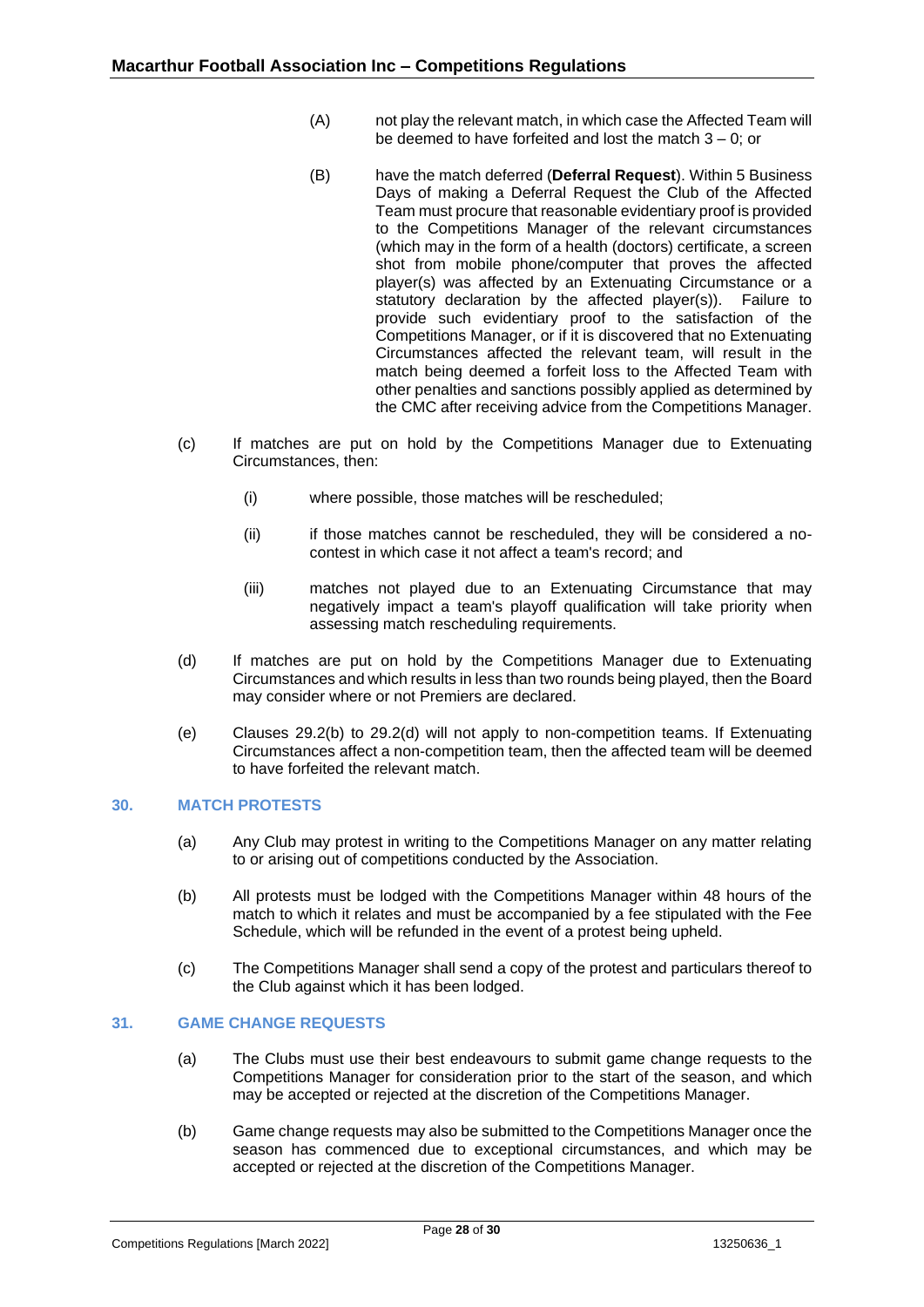(A) not play the relevant match, in which case the Affected Team will be deemed to have forfeited and lost the match 3 – 0; or

(B) have the match deferred (**Deferral Request**). Within 5 Business Days of making a Deferral Request the Club of the Affected Team must procure that reasonable evidentiary proof is provided to the Competitions Manager of the relevant circumstances (which may in the form of a health (doctors) certificate, a screen shot from mobile phone/computer that proves the affected player(s) was affected by an Extenuating Circumstance or a statutory declaration by the affected player(s)). Failure to provide such evidentiary proof to the satisfaction of the Competitions Manager, or if it is discovered that no Extenuating Circumstances affected the relevant team, will result in the match being deemed a forfeit loss to the Affected Team with other penalties and sanctions possibly applied as determined by the CMC after receiving advice from the Competitions Manager.

(c) If matches are put on hold by the Competitions Manager due to Extenuating Circumstances, then:

(i) where possible, those matches will be rescheduled;

(ii) if those matches cannot be rescheduled, they will be considered a no-contest in which case it not affect a team's record; and

(iii) matches not played due to an Extenuating Circumstance that may negatively impact a team's playoff qualification will take priority when assessing match rescheduling requirements.

(d) If matches are put on hold by the Competitions Manager due to Extenuating Circumstances and which results in less than two rounds being played, then the Board may consider where or not Premiers are declared.

(e) Clauses 29.2(b) to 29.2(d) will not apply to non-competition teams. If Extenuating Circumstances affect a non-competition team, then the affected team will be deemed to have forfeited the relevant match.

## 30. MATCH PROTESTS

(a) Any Club may protest in writing to the Competitions Manager on any matter relating to or arising out of competitions conducted by the Association.

(b) All protests must be lodged with the Competitions Manager within 48 hours of the match to which it relates and must be accompanied by a fee stipulated with the Fee Schedule, which will be refunded in the event of a protest being upheld.

(c) The Competitions Manager shall send a copy of the protest and particulars thereof to the Club against which it has been lodged.

## 31. GAME CHANGE REQUESTS

(a) The Clubs must use their best endeavours to submit game change requests to the Competitions Manager for consideration prior to the start of the season, and which may be accepted or rejected at the discretion of the Competitions Manager.

(b) Game change requests may also be submitted to the Competitions Manager once the season has commenced due to exceptional circumstances, and which may be accepted or rejected at the discretion of the Competitions Manager.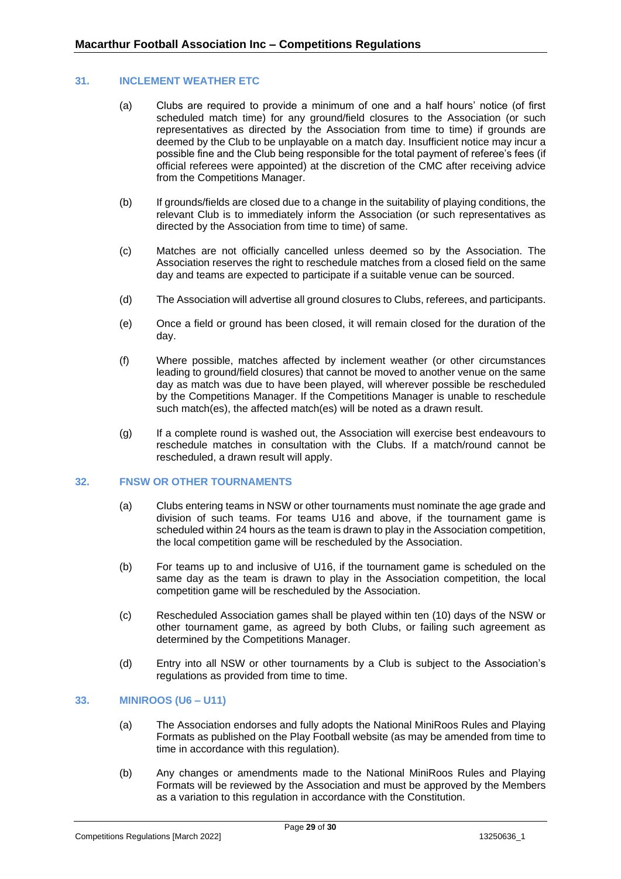## 31. INCLEMENT WEATHER ETC

(a) Clubs are required to provide a minimum of one and a half hours' notice (of first scheduled match time) for any ground/field closures to the Association (or such representatives as directed by the Association from time to time) if grounds are deemed by the Club to be unplayable on a match day. Insufficient notice may incur a possible fine and the Club being responsible for the total payment of referee's fees (if official referees were appointed) at the discretion of the CMC after receiving advice from the Competitions Manager.

(b) If grounds/fields are closed due to a change in the suitability of playing conditions, the relevant Club is to immediately inform the Association (or such representatives as directed by the Association from time to time) of same.

(c) Matches are not officially cancelled unless deemed so by the Association. The Association reserves the right to reschedule matches from a closed field on the same day and teams are expected to participate if a suitable venue can be sourced.

(d) The Association will advertise all ground closures to Clubs, referees, and participants.

(e) Once a field or ground has been closed, it will remain closed for the duration of the day.

(f) Where possible, matches affected by inclement weather (or other circumstances leading to ground/field closures) that cannot be moved to another venue on the same day as match was due to have been played, will wherever possible be rescheduled by the Competitions Manager. If the Competitions Manager is unable to reschedule such match(es), the affected match(es) will be noted as a drawn result.

(g) If a complete round is washed out, the Association will exercise best endeavours to reschedule matches in consultation with the Clubs. If a match/round cannot be rescheduled, a drawn result will apply.

## 32. FNSW OR OTHER TOURNAMENTS

(a) Clubs entering teams in NSW or other tournaments must nominate the age grade and division of such teams. For teams U16 and above, if the tournament game is scheduled within 24 hours as the team is drawn to play in the Association competition, the local competition game will be rescheduled by the Association.

(b) For teams up to and inclusive of U16, if the tournament game is scheduled on the same day as the team is drawn to play in the Association competition, the local competition game will be rescheduled by the Association.

(c) Rescheduled Association games shall be played within ten (10) days of the NSW or other tournament game, as agreed by both Clubs, or failing such agreement as determined by the Competitions Manager.

(d) Entry into all NSW or other tournaments by a Club is subject to the Association's regulations as provided from time to time.

## 33. MINIROOS (U6 – U11)

(a) The Association endorses and fully adopts the National MiniRoos Rules and Playing Formats as published on the Play Football website (as may be amended from time to time in accordance with this regulation).

(b) Any changes or amendments made to the National MiniRoos Rules and Playing Formats will be reviewed by the Association and must be approved by the Members as a variation to this regulation in accordance with the Constitution.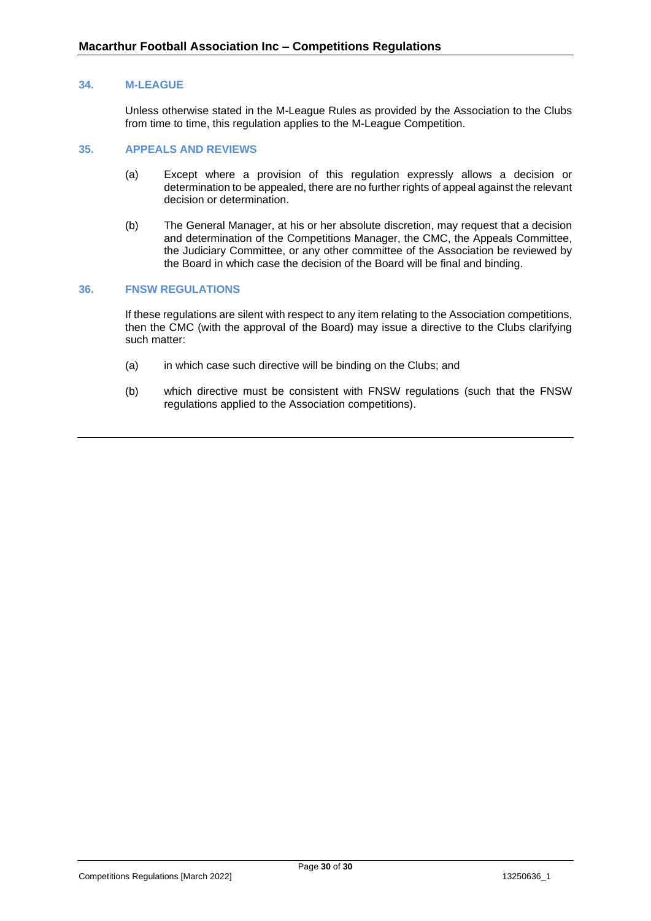## 34. M-LEAGUE

Unless otherwise stated in the M-League Rules as provided by the Association to the Clubs from time to time, this regulation applies to the M-League Competition.

## 35. APPEALS AND REVIEWS

(a) Except where a provision of this regulation expressly allows a decision or determination to be appealed, there are no further rights of appeal against the relevant decision or determination.

(b) The General Manager, at his or her absolute discretion, may request that a decision and determination of the Competitions Manager, the CMC, the Appeals Committee, the Judiciary Committee, or any other committee of the Association be reviewed by the Board in which case the decision of the Board will be final and binding.

## 36. FNSW REGULATIONS

If these regulations are silent with respect to any item relating to the Association competitions, then the CMC (with the approval of the Board) may issue a directive to the Clubs clarifying such matter:

(a) in which case such directive will be binding on the Clubs; and

(b) which directive must be consistent with FNSW regulations (such that the FNSW regulations applied to the Association competitions).